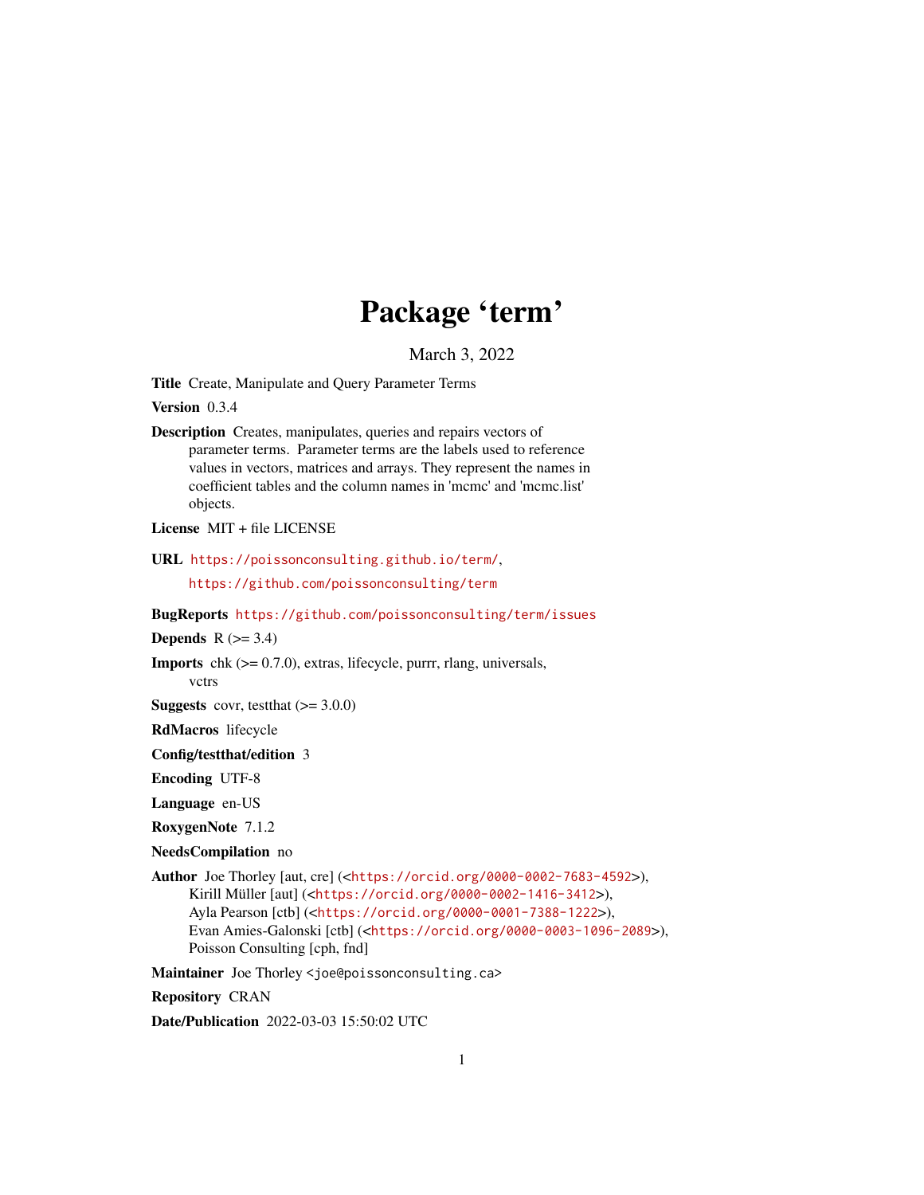# Package 'term'

March 3, 2022

**Title** Create, Manipulate and Query Parameter Terms

**Version** 0.3.4

**Description** Creates, manipulates, queries and repairs vectors of parameter terms. Parameter terms are the labels used to reference values in vectors, matrices and arrays. They represent the names in coefficient tables and the column names in 'mcmc' and 'mcmc.list' objects.

**License** MIT + file LICENSE

**URL** https://poissonconsulting.github.io/term/, https://github.com/poissonconsulting/term

**BugReports** https://github.com/poissonconsulting/term/issues

**Depends** R (>= 3.4)

**Imports** chk (>= 0.7.0), extras, lifecycle, purrr, rlang, universals, vctrs

**Suggests** covr, testthat (>= 3.0.0)

**RdMacros** lifecycle

**Config/testthat/edition** 3

**Encoding** UTF-8

**Language** en-US

**RoxygenNote** 7.1.2

**NeedsCompilation** no

**Author** Joe Thorley [aut, cre] (<https://orcid.org/0000-0002-7683-4592>), Kirill Müller [aut] (<https://orcid.org/0000-0002-1416-3412>), Ayla Pearson [ctb] (<https://orcid.org/0000-0001-7388-1222>), Evan Amies-Galonski [ctb] (<https://orcid.org/0000-0003-1096-2089>), Poisson Consulting [cph, fnd]

**Maintainer** Joe Thorley <joe@poissonconsulting.ca>

**Repository** CRAN

**Date/Publication** 2022-03-03 15:50:02 UTC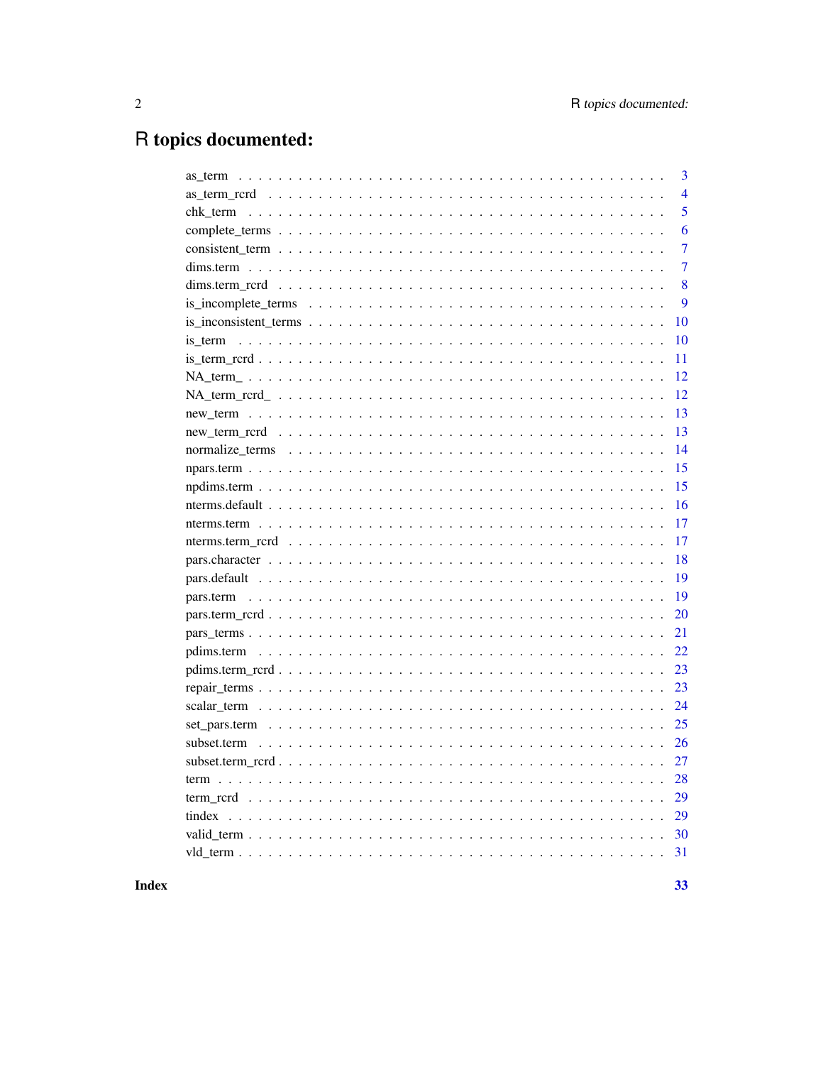# R topics documented:

as_term . . . . . . . . . . . . . . . . . . . . . . . . . . . . . . . . . . . . . . . . . . 3
as_term_rcrd . . . . . . . . . . . . . . . . . . . . . . . . . . . . . . . . . . . . . . . 4
chk_term . . . . . . . . . . . . . . . . . . . . . . . . . . . . . . . . . . . . . . . . . 5
complete_terms . . . . . . . . . . . . . . . . . . . . . . . . . . . . . . . . . . . . . . 6
consistent_term . . . . . . . . . . . . . . . . . . . . . . . . . . . . . . . . . . . . . . 7
dims.term . . . . . . . . . . . . . . . . . . . . . . . . . . . . . . . . . . . . . . . . 7
dims.term_rcrd . . . . . . . . . . . . . . . . . . . . . . . . . . . . . . . . . . . . . . 8
is_incomplete_terms . . . . . . . . . . . . . . . . . . . . . . . . . . . . . . . . . . . 9
is_inconsistent_terms . . . . . . . . . . . . . . . . . . . . . . . . . . . . . . . . . . 10
is_term . . . . . . . . . . . . . . . . . . . . . . . . . . . . . . . . . . . . . . . . . 10
is_term_rcrd . . . . . . . . . . . . . . . . . . . . . . . . . . . . . . . . . . . . . . . 11
NA_term_ . . . . . . . . . . . . . . . . . . . . . . . . . . . . . . . . . . . . . . . . 12
NA_term_rcrd_ . . . . . . . . . . . . . . . . . . . . . . . . . . . . . . . . . . . . . 12
new_term . . . . . . . . . . . . . . . . . . . . . . . . . . . . . . . . . . . . . . . . 13
new_term_rcrd . . . . . . . . . . . . . . . . . . . . . . . . . . . . . . . . . . . . . . 13
normalize_terms . . . . . . . . . . . . . . . . . . . . . . . . . . . . . . . . . . . . . 14
npars.term . . . . . . . . . . . . . . . . . . . . . . . . . . . . . . . . . . . . . . . . 15
npdims.term . . . . . . . . . . . . . . . . . . . . . . . . . . . . . . . . . . . . . . . 15
nterms.default . . . . . . . . . . . . . . . . . . . . . . . . . . . . . . . . . . . . . . 16
nterms.term . . . . . . . . . . . . . . . . . . . . . . . . . . . . . . . . . . . . . . . 17
nterms.term_rcrd . . . . . . . . . . . . . . . . . . . . . . . . . . . . . . . . . . . . . 17
pars.character . . . . . . . . . . . . . . . . . . . . . . . . . . . . . . . . . . . . . . 18
pars.default . . . . . . . . . . . . . . . . . . . . . . . . . . . . . . . . . . . . . . . 19
pars.term . . . . . . . . . . . . . . . . . . . . . . . . . . . . . . . . . . . . . . . . 19
pars.term_rcrd . . . . . . . . . . . . . . . . . . . . . . . . . . . . . . . . . . . . . . 20
pars_terms . . . . . . . . . . . . . . . . . . . . . . . . . . . . . . . . . . . . . . . . 21
pdims.term . . . . . . . . . . . . . . . . . . . . . . . . . . . . . . . . . . . . . . . . 22
pdims.term_rcrd . . . . . . . . . . . . . . . . . . . . . . . . . . . . . . . . . . . . . 23
repair_terms . . . . . . . . . . . . . . . . . . . . . . . . . . . . . . . . . . . . . . . 23
scalar_term . . . . . . . . . . . . . . . . . . . . . . . . . . . . . . . . . . . . . . . 24
set_pars.term . . . . . . . . . . . . . . . . . . . . . . . . . . . . . . . . . . . . . . . 25
subset.term . . . . . . . . . . . . . . . . . . . . . . . . . . . . . . . . . . . . . . . 26
subset.term_rcrd . . . . . . . . . . . . . . . . . . . . . . . . . . . . . . . . . . . . . 27
term . . . . . . . . . . . . . . . . . . . . . . . . . . . . . . . . . . . . . . . . . . 28
term_rcrd . . . . . . . . . . . . . . . . . . . . . . . . . . . . . . . . . . . . . . . . 29
tindex . . . . . . . . . . . . . . . . . . . . . . . . . . . . . . . . . . . . . . . . . . 29
valid_term . . . . . . . . . . . . . . . . . . . . . . . . . . . . . . . . . . . . . . . . 30
vld_term . . . . . . . . . . . . . . . . . . . . . . . . . . . . . . . . . . . . . . . . . 31

**Index** **33**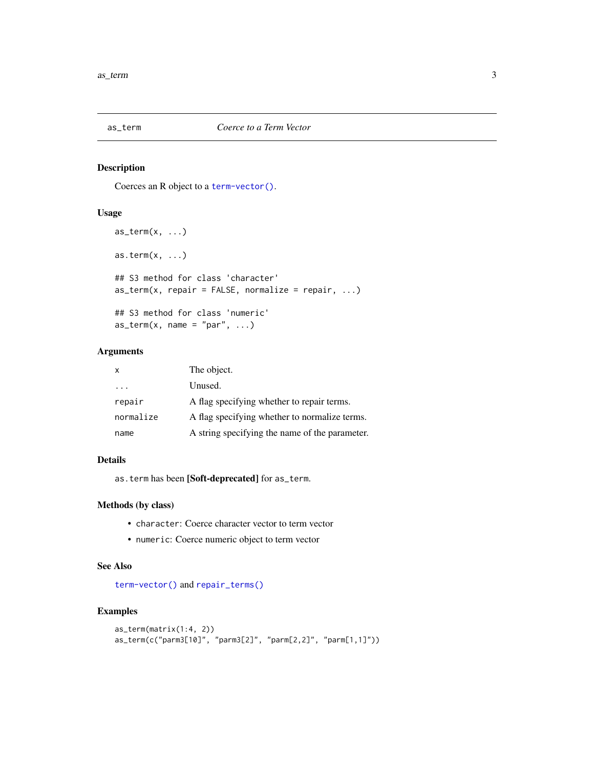## as_term — *Coerce to a Term Vector*

### Description

Coerces an R object to a `term-vector()`.

### Usage

```
as_term(x, ...)

as.term(x, ...)

## S3 method for class 'character'
as_term(x, repair = FALSE, normalize = repair, ...)

## S3 method for class 'numeric'
as_term(x, name = "par", ...)
```

### Arguments

| | |
|---|---|
| `x` | The object. |
| `...` | Unused. |
| `repair` | A flag specifying whether to repair terms. |
| `normalize` | A flag specifying whether to normalize terms. |
| `name` | A string specifying the name of the parameter. |

### Details

`as.term` has been **[Soft-deprecated]** for `as_term`.

### Methods (by class)

- `character`: Coerce character vector to term vector
- `numeric`: Coerce numeric object to term vector

### See Also

`term-vector()` and `repair_terms()`

### Examples

```
as_term(matrix(1:4, 2))
as_term(c("parm3[10]", "parm3[2]", "parm[2,2]", "parm[1,1]"))
```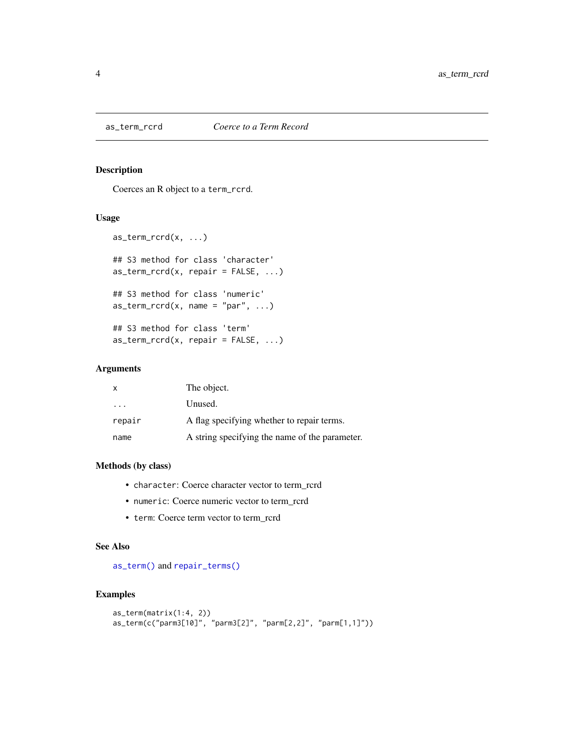## as_term_rcrd — *Coerce to a Term Record*

### Description

Coerces an R object to a `term_rcrd`.

### Usage

```
as_term_rcrd(x, ...)

## S3 method for class 'character'
as_term_rcrd(x, repair = FALSE, ...)

## S3 method for class 'numeric'
as_term_rcrd(x, name = "par", ...)

## S3 method for class 'term'
as_term_rcrd(x, repair = FALSE, ...)
```

### Arguments

| | |
|---|---|
| `x` | The object. |
| `...` | Unused. |
| `repair` | A flag specifying whether to repair terms. |
| `name` | A string specifying the name of the parameter. |

### Methods (by class)

- `character`: Coerce character vector to term_rcrd
- `numeric`: Coerce numeric vector to term_rcrd
- `term`: Coerce term vector to term_rcrd

### See Also

`as_term()` and `repair_terms()`

### Examples

```
as_term(matrix(1:4, 2))
as_term(c("parm3[10]", "parm3[2]", "parm[2,2]", "parm[1,1]"))
```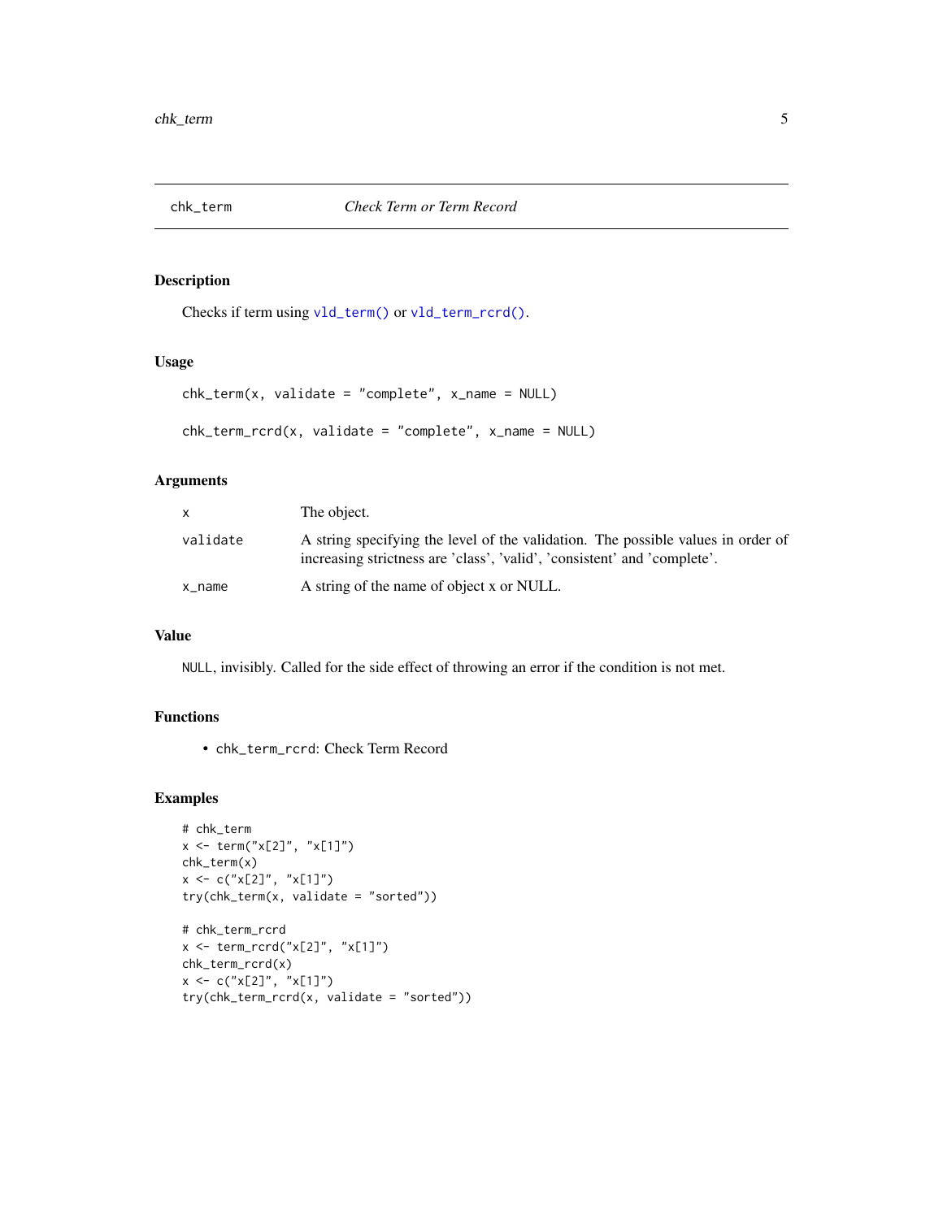# chk_term — *Check Term or Term Record*

## Description

Checks if term using `vld_term()` or `vld_term_rcrd()`.

## Usage

```
chk_term(x, validate = "complete", x_name = NULL)

chk_term_rcrd(x, validate = "complete", x_name = NULL)
```

## Arguments

| | |
|---|---|
| `x` | The object. |
| `validate` | A string specifying the level of the validation. The possible values in order of increasing strictness are 'class', 'valid', 'consistent' and 'complete'. |
| `x_name` | A string of the name of object x or NULL. |

## Value

`NULL`, invisibly. Called for the side effect of throwing an error if the condition is not met.

## Functions

- `chk_term_rcrd`: Check Term Record

## Examples

```
# chk_term
x <- term("x[2]", "x[1]")
chk_term(x)
x <- c("x[2]", "x[1]")
try(chk_term(x, validate = "sorted"))

# chk_term_rcrd
x <- term_rcrd("x[2]", "x[1]")
chk_term_rcrd(x)
x <- c("x[2]", "x[1]")
try(chk_term_rcrd(x, validate = "sorted"))
```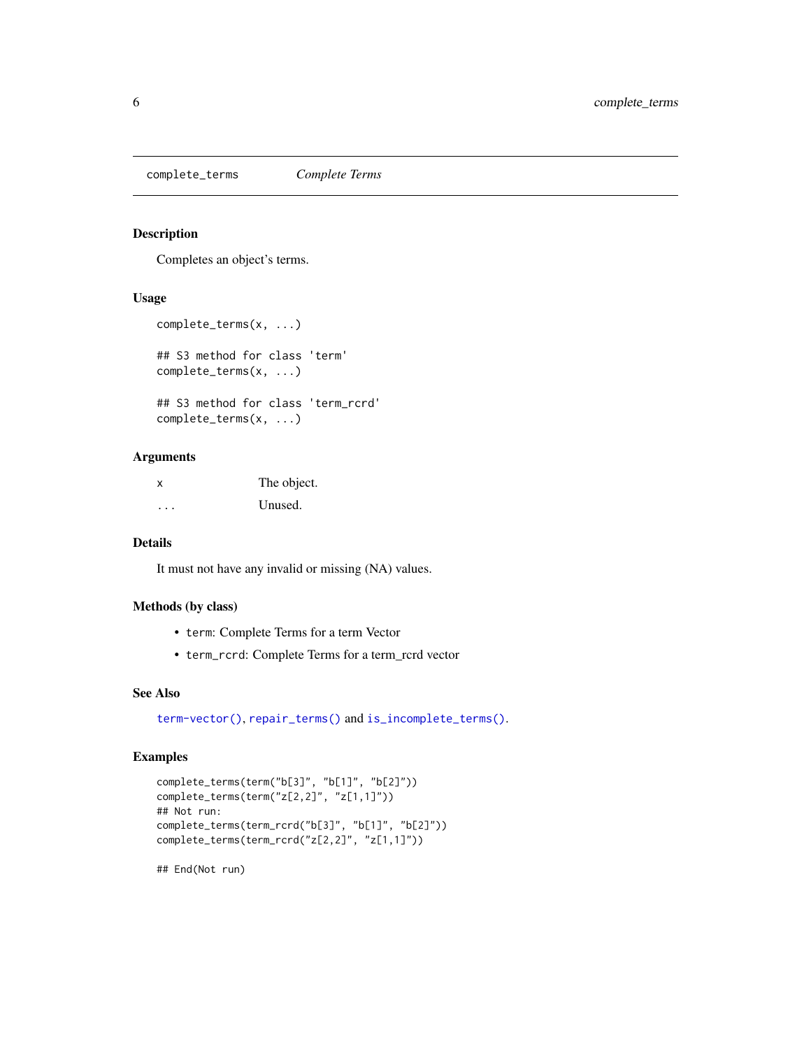# complete_terms — *Complete Terms*

## Description

Completes an object's terms.

## Usage

```
complete_terms(x, ...)

## S3 method for class 'term'
complete_terms(x, ...)

## S3 method for class 'term_rcrd'
complete_terms(x, ...)
```

## Arguments

| | |
|---|---|
| x | The object. |
| ... | Unused. |

## Details

It must not have any invalid or missing (NA) values.

## Methods (by class)

- `term`: Complete Terms for a term Vector
- `term_rcrd`: Complete Terms for a term_rcrd vector

## See Also

`term-vector()`, `repair_terms()` and `is_incomplete_terms()`.

## Examples

```
complete_terms(term("b[3]", "b[1]", "b[2]"))
complete_terms(term("z[2,2]", "z[1,1]"))
## Not run:
complete_terms(term_rcrd("b[3]", "b[1]", "b[2]"))
complete_terms(term_rcrd("z[2,2]", "z[1,1]"))

## End(Not run)
```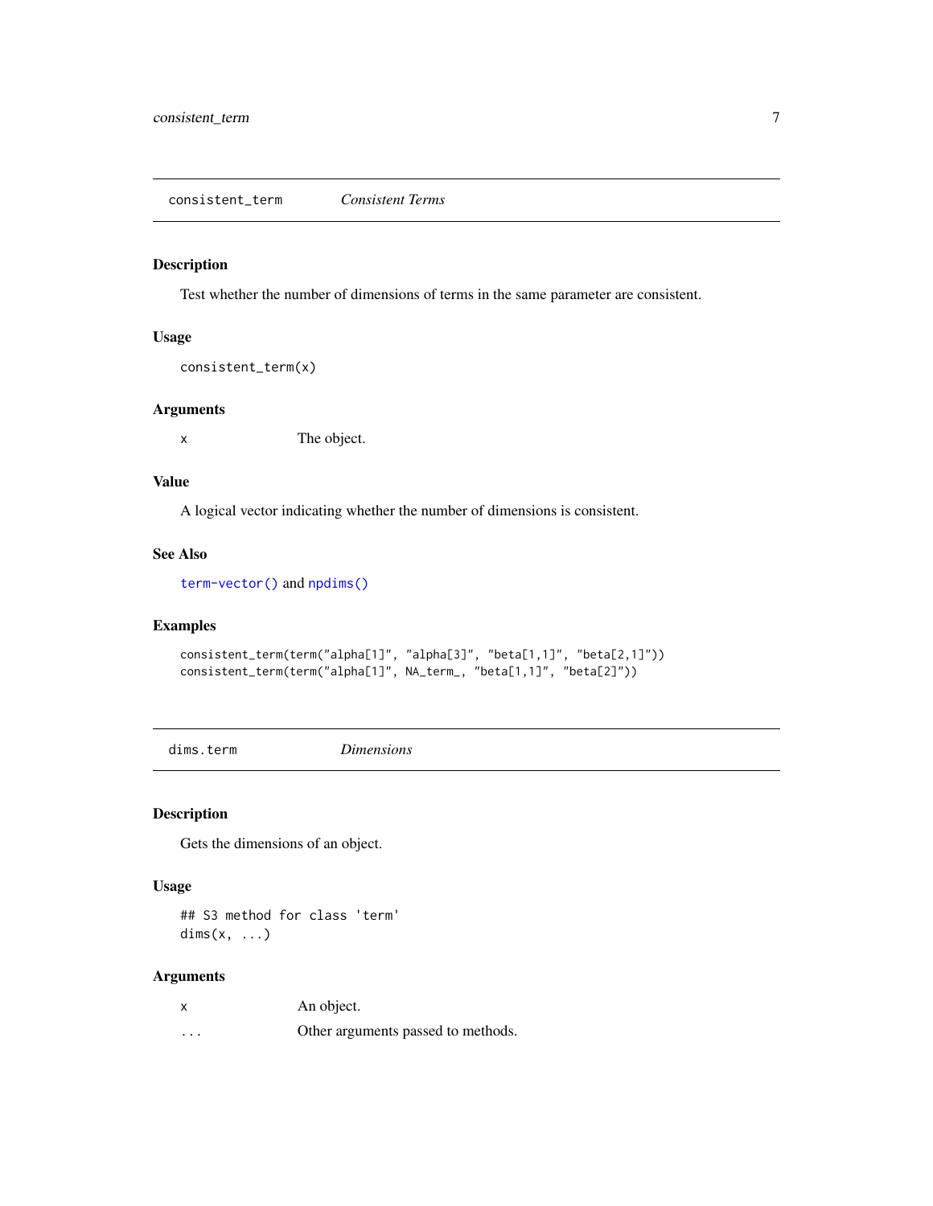## consistent_term — *Consistent Terms*

### Description

Test whether the number of dimensions of terms in the same parameter are consistent.

### Usage

```
consistent_term(x)
```

### Arguments

| | |
|---|---|
| x | The object. |

### Value

A logical vector indicating whether the number of dimensions is consistent.

### See Also

term-vector() and npdims()

### Examples

```
consistent_term(term("alpha[1]", "alpha[3]", "beta[1,1]", "beta[2,1]"))
consistent_term(term("alpha[1]", NA_term_, "beta[1,1]", "beta[2]"))
```

## dims.term — *Dimensions*

### Description

Gets the dimensions of an object.

### Usage

```
## S3 method for class 'term'
dims(x, ...)
```

### Arguments

| | |
|---|---|
| x | An object. |
| ... | Other arguments passed to methods. |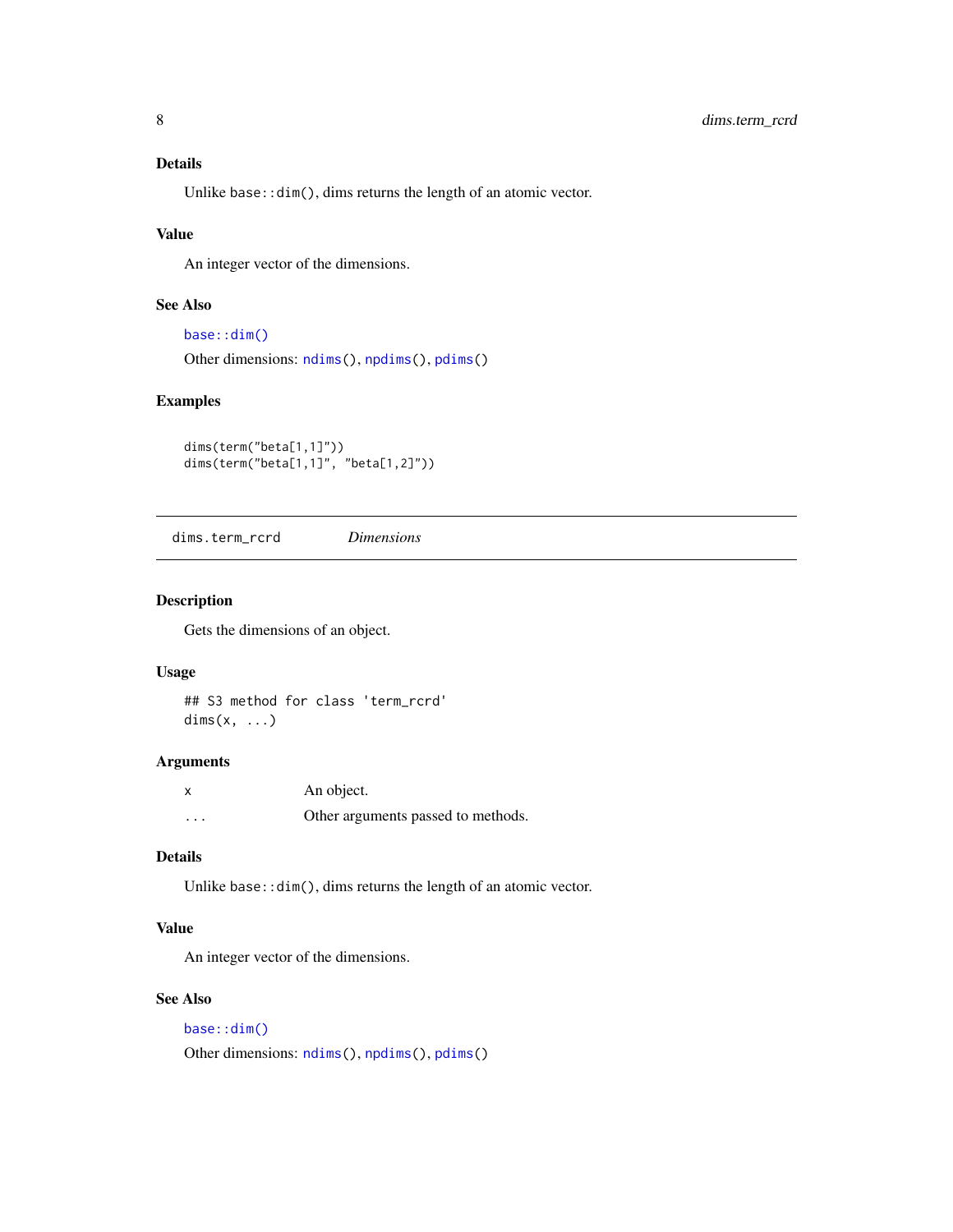### Details

Unlike `base::dim()`, dims returns the length of an atomic vector.

### Value

An integer vector of the dimensions.

### See Also

`base::dim()`

Other dimensions: `ndims()`, `npdims()`, `pdims()`

### Examples

```
dims(term("beta[1,1]"))
dims(term("beta[1,1]", "beta[1,2]"))
```

---

## dims.term_rcrd    *Dimensions*

---

### Description

Gets the dimensions of an object.

### Usage

```
## S3 method for class 'term_rcrd'
dims(x, ...)
```

### Arguments

| | |
|---|---|
| `x` | An object. |
| `...` | Other arguments passed to methods. |

### Details

Unlike `base::dim()`, dims returns the length of an atomic vector.

### Value

An integer vector of the dimensions.

### See Also

`base::dim()`

Other dimensions: `ndims()`, `npdims()`, `pdims()`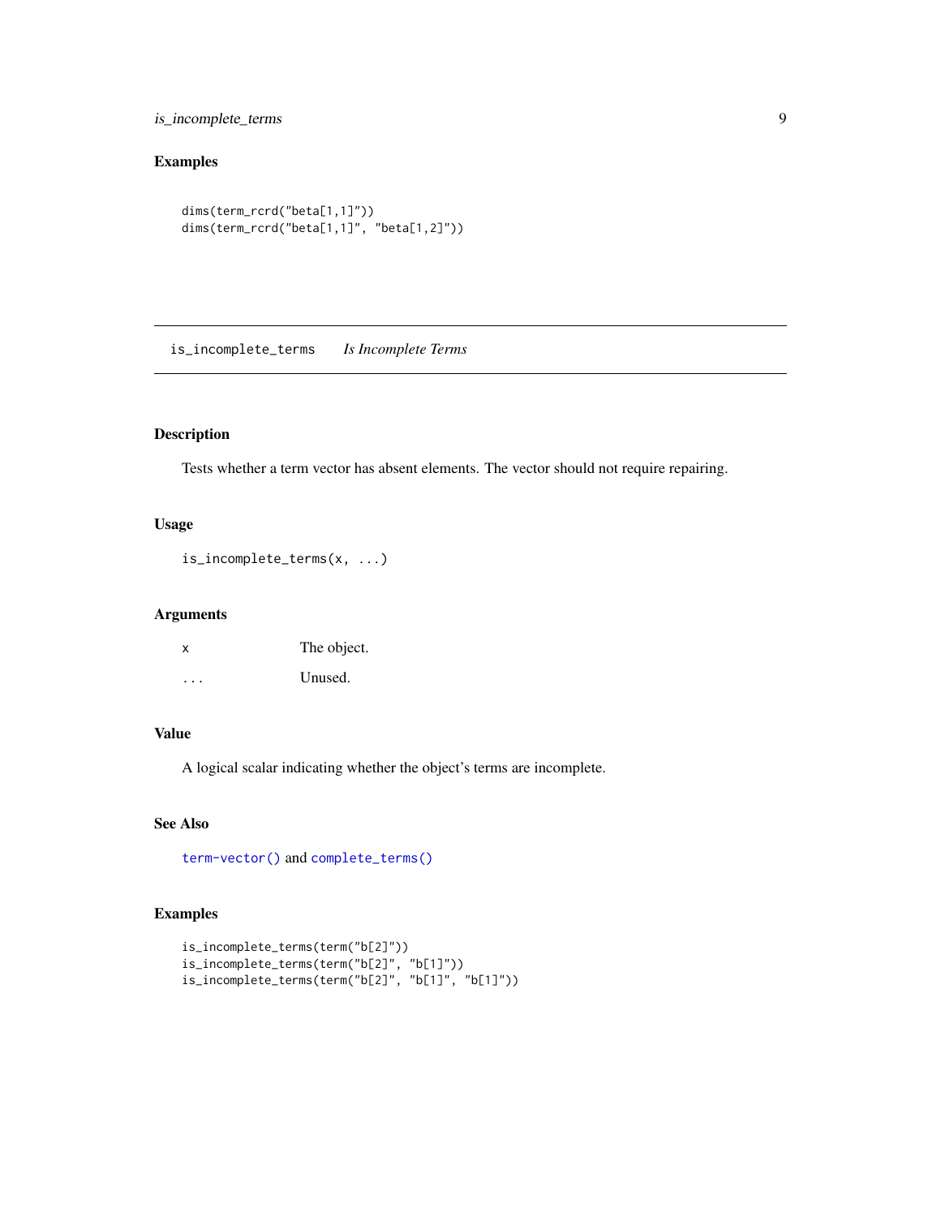## Examples

```
dims(term_rcrd("beta[1,1]"))
dims(term_rcrd("beta[1,1]", "beta[1,2]"))
```

---

# is_incomplete_terms *Is Incomplete Terms*

## Description

Tests whether a term vector has absent elements. The vector should not require repairing.

## Usage

```
is_incomplete_terms(x, ...)
```

## Arguments

| | |
|---|---|
| x | The object. |
| ... | Unused. |

## Value

A logical scalar indicating whether the object's terms are incomplete.

## See Also

term-vector() and complete_terms()

## Examples

```
is_incomplete_terms(term("b[2]"))
is_incomplete_terms(term("b[2]", "b[1]"))
is_incomplete_terms(term("b[2]", "b[1]", "b[1]"))
```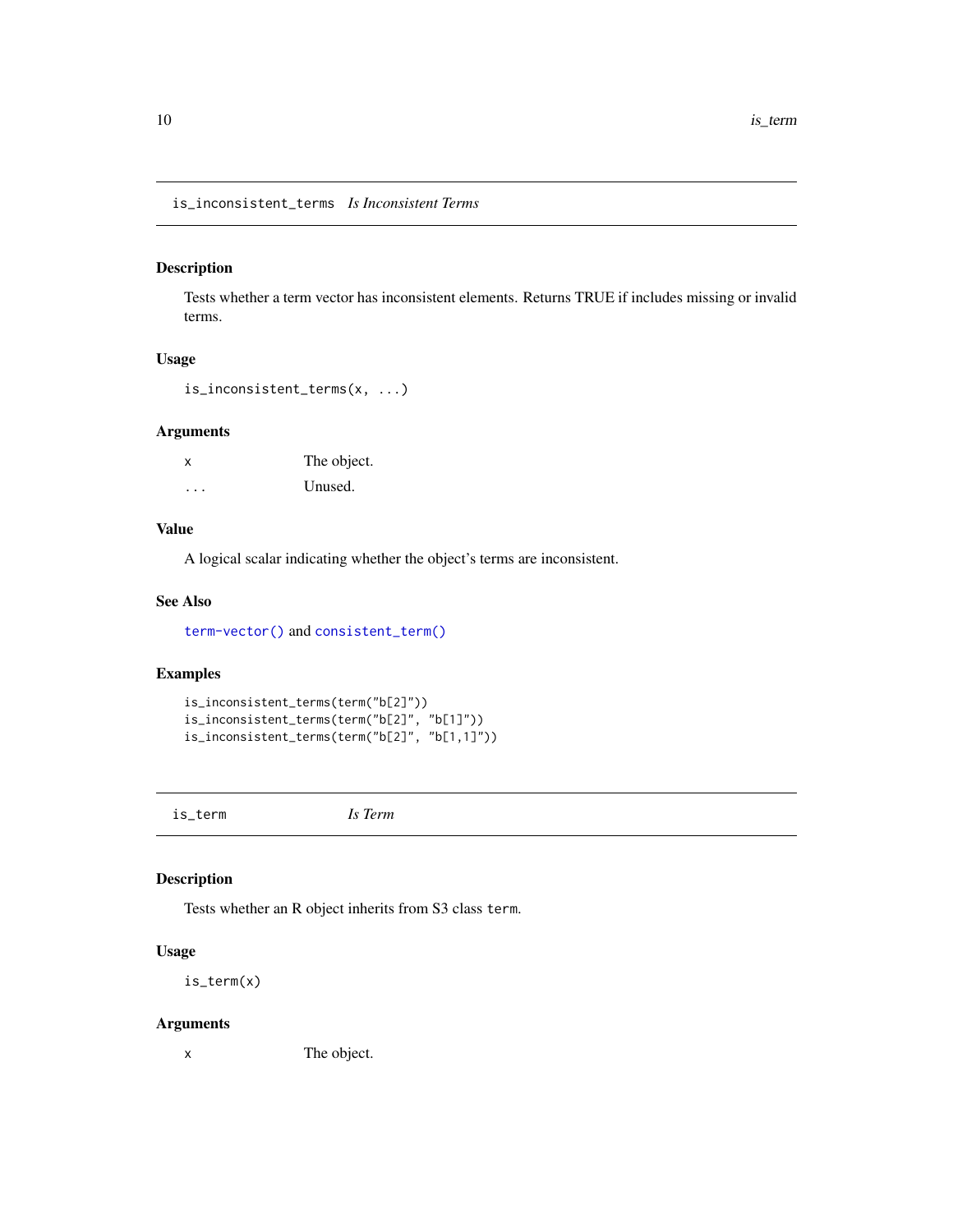## is_inconsistent_terms *Is Inconsistent Terms*

### Description

Tests whether a term vector has inconsistent elements. Returns TRUE if includes missing or invalid terms.

### Usage

```
is_inconsistent_terms(x, ...)
```

### Arguments

| | |
|---|---|
| x | The object. |
| ... | Unused. |

### Value

A logical scalar indicating whether the object's terms are inconsistent.

### See Also

term-vector() and consistent_term()

### Examples

```
is_inconsistent_terms(term("b[2]"))
is_inconsistent_terms(term("b[2]", "b[1]"))
is_inconsistent_terms(term("b[2]", "b[1,1]"))
```

## is_term *Is Term*

### Description

Tests whether an R object inherits from S3 class term.

### Usage

```
is_term(x)
```

### Arguments

| | |
|---|---|
| x | The object. |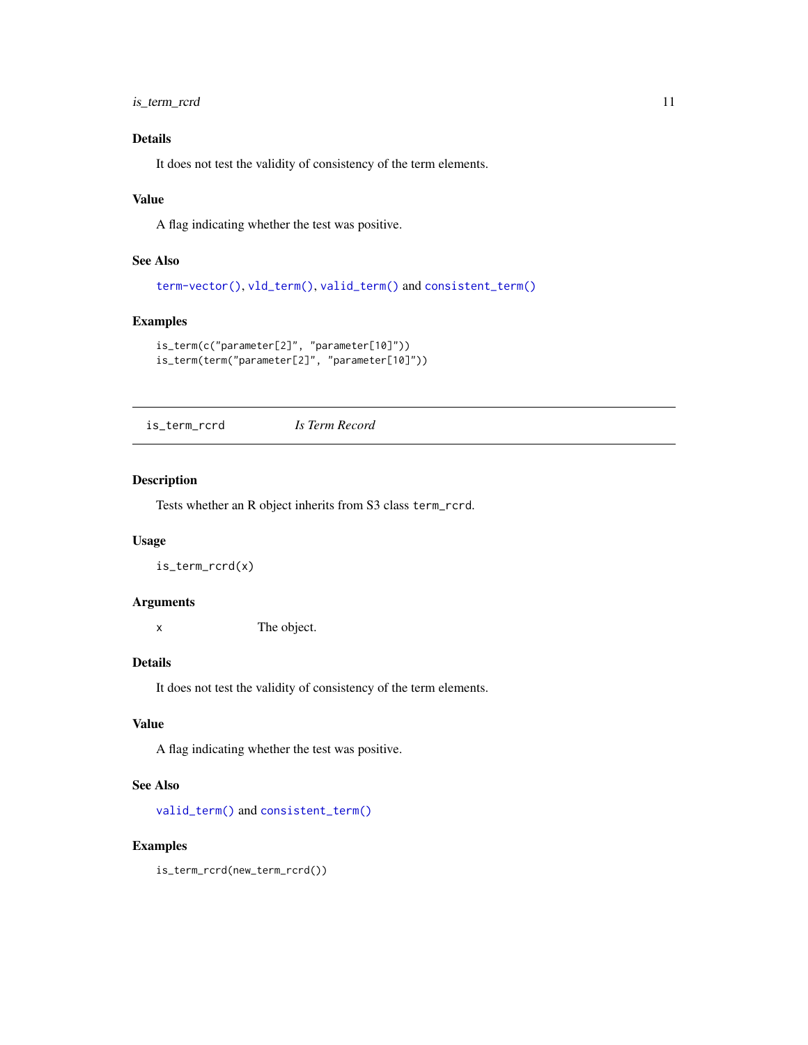### Details

It does not test the validity of consistency of the term elements.

### Value

A flag indicating whether the test was positive.

### See Also

term-vector(), vld_term(), valid_term() and consistent_term()

### Examples

```
is_term(c("parameter[2]", "parameter[10]"))
is_term(term("parameter[2]", "parameter[10]"))
```

---

## is_term_rcrd — *Is Term Record*

### Description

Tests whether an R object inherits from S3 class `term_rcrd`.

### Usage

```
is_term_rcrd(x)
```

### Arguments

x — The object.

### Details

It does not test the validity of consistency of the term elements.

### Value

A flag indicating whether the test was positive.

### See Also

valid_term() and consistent_term()

### Examples

```
is_term_rcrd(new_term_rcrd())
```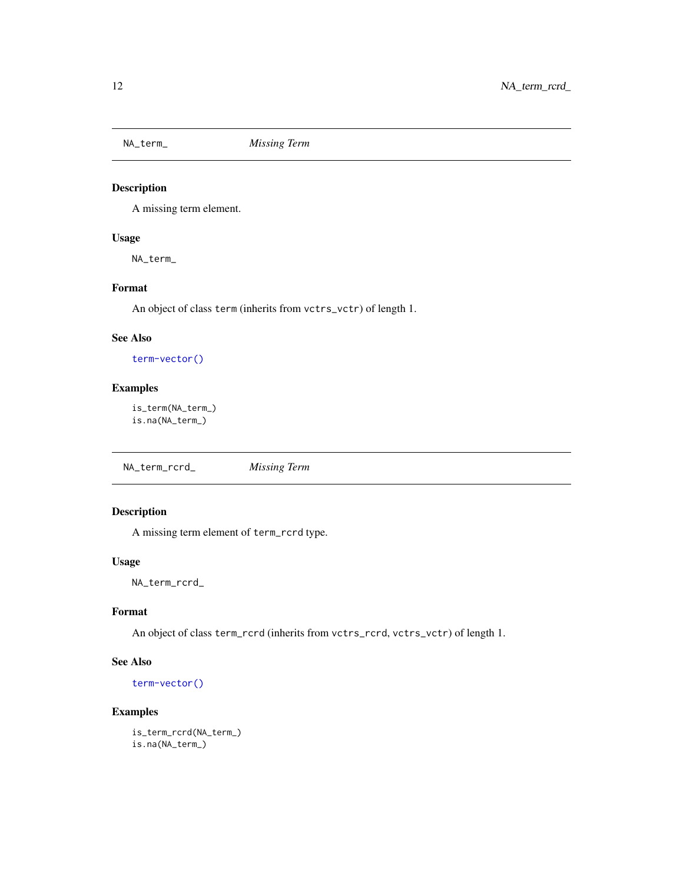## NA_term_ *Missing Term*

### Description

A missing term element.

### Usage

```
NA_term_
```

### Format

An object of class `term` (inherits from `vctrs_vctr`) of length 1.

### See Also

`term-vector()`

### Examples

```
is_term(NA_term_)
is.na(NA_term_)
```

## NA_term_rcrd_ *Missing Term*

### Description

A missing term element of `term_rcrd` type.

### Usage

```
NA_term_rcrd_
```

### Format

An object of class `term_rcrd` (inherits from `vctrs_rcrd`, `vctrs_vctr`) of length 1.

### See Also

`term-vector()`

### Examples

```
is_term_rcrd(NA_term_)
is.na(NA_term_)
```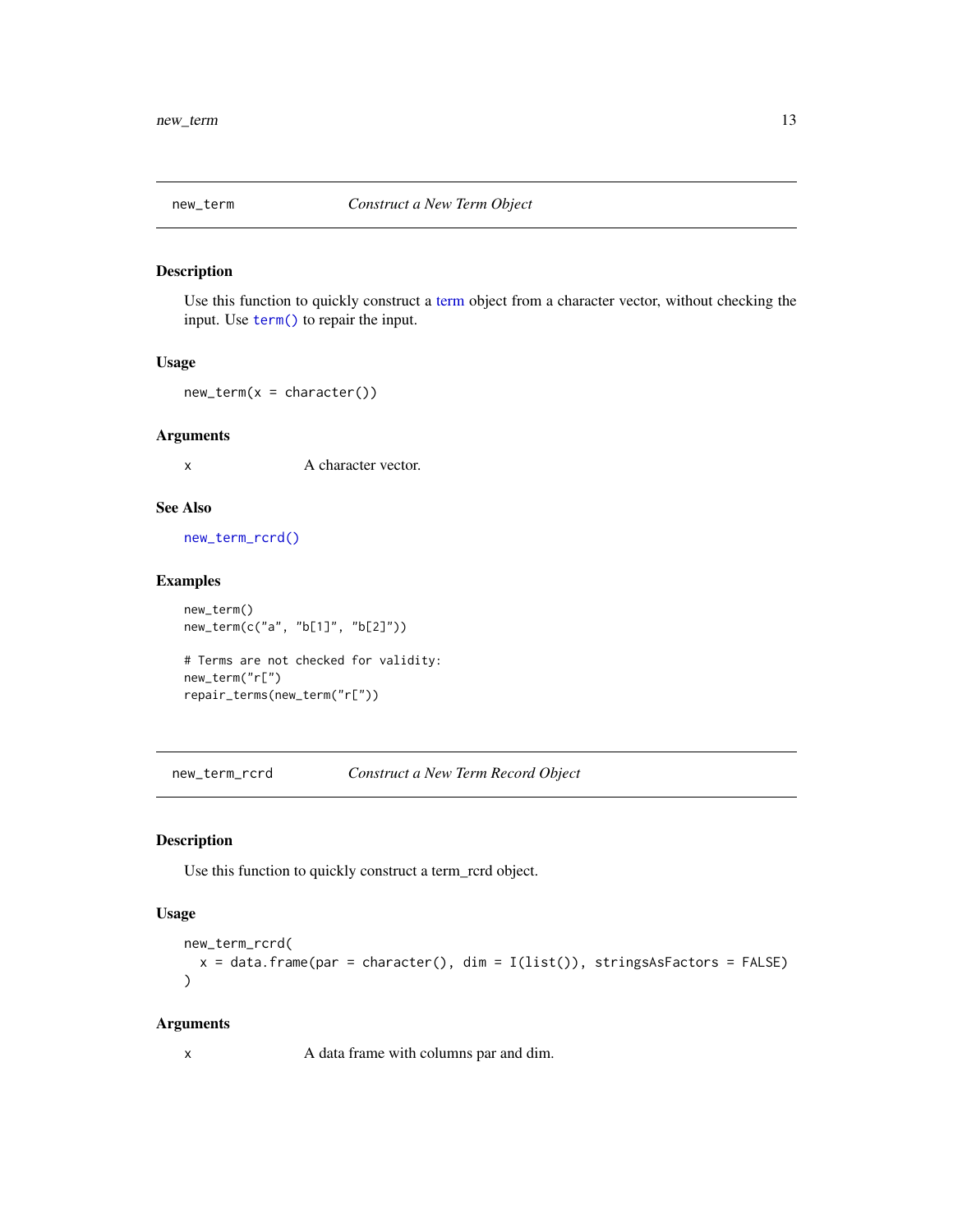## new_term — *Construct a New Term Object*

### Description

Use this function to quickly construct a term object from a character vector, without checking the input. Use `term()` to repair the input.

### Usage

```
new_term(x = character())
```

### Arguments

| | |
|---|---|
| x | A character vector. |

### See Also

`new_term_rcrd()`

### Examples

```
new_term()
new_term(c("a", "b[1]", "b[2]"))

# Terms are not checked for validity:
new_term("r[")
repair_terms(new_term("r["))
```

## new_term_rcrd — *Construct a New Term Record Object*

### Description

Use this function to quickly construct a term_rcrd object.

### Usage

```
new_term_rcrd(
  x = data.frame(par = character(), dim = I(list()), stringsAsFactors = FALSE)
)
```

### Arguments

| | |
|---|---|
| x | A data frame with columns par and dim. |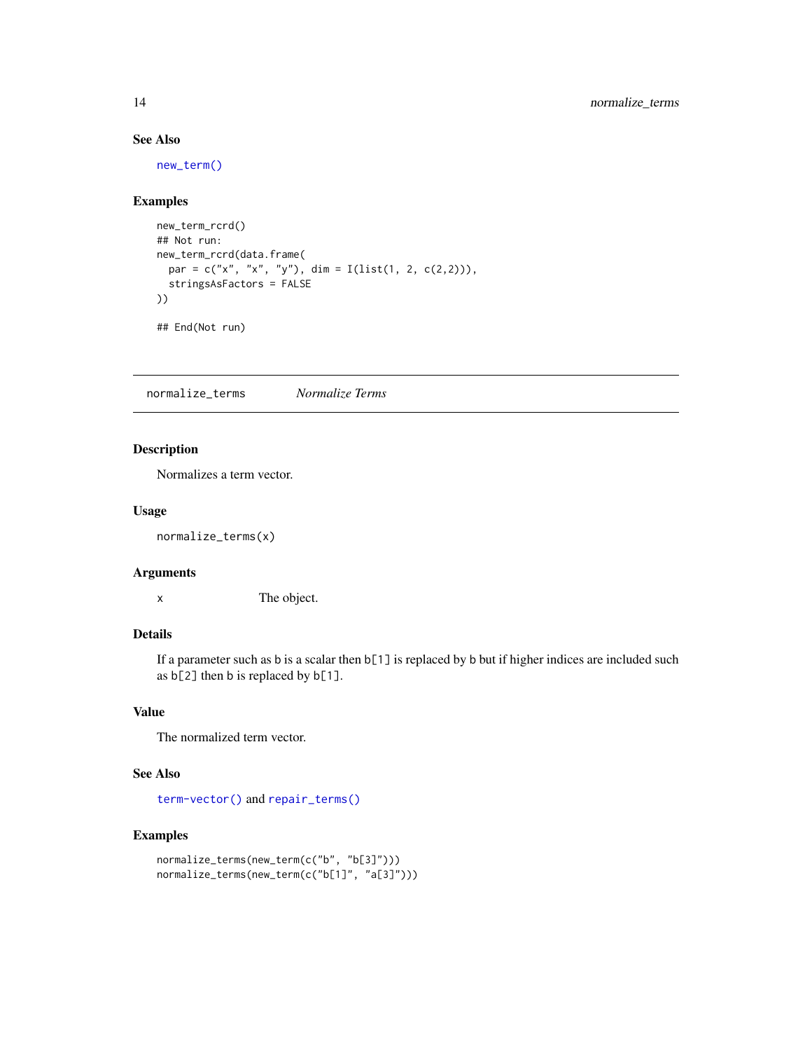### See Also

new_term()

### Examples

```
new_term_rcrd()
## Not run:
new_term_rcrd(data.frame(
  par = c("x", "x", "y"), dim = I(list(1, 2, c(2,2))),
  stringsAsFactors = FALSE
))

## End(Not run)
```

---

## normalize_terms    *Normalize Terms*

---

### Description

Normalizes a term vector.

### Usage

```
normalize_terms(x)
```

### Arguments

| | |
|---|---|
| x | The object. |

### Details

If a parameter such as `b` is a scalar then `b[1]` is replaced by `b` but if higher indices are included such as `b[2]` then `b` is replaced by `b[1]`.

### Value

The normalized term vector.

### See Also

term-vector() and repair_terms()

### Examples

```
normalize_terms(new_term(c("b", "b[3]")))
normalize_terms(new_term(c("b[1]", "a[3]")))
```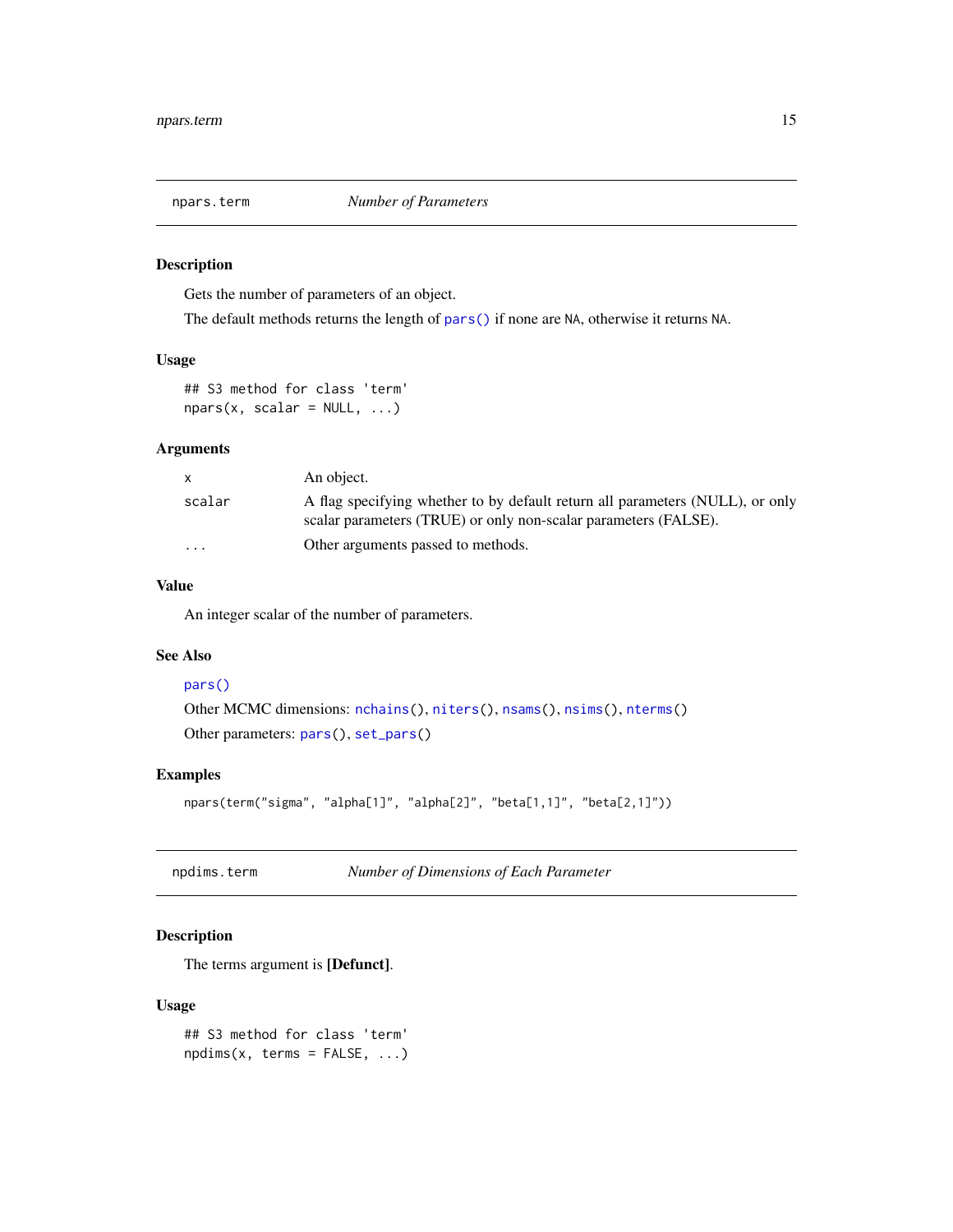## npars.term — *Number of Parameters*

### Description

Gets the number of parameters of an object.

The default methods returns the length of `pars()` if none are `NA`, otherwise it returns `NA`.

### Usage

```
## S3 method for class 'term'
npars(x, scalar = NULL, ...)
```

### Arguments

| | |
|---|---|
| `x` | An object. |
| `scalar` | A flag specifying whether to by default return all parameters (NULL), or only scalar parameters (TRUE) or only non-scalar parameters (FALSE). |
| `...` | Other arguments passed to methods. |

### Value

An integer scalar of the number of parameters.

### See Also

`pars()`

Other MCMC dimensions: `nchains()`, `niters()`, `nsams()`, `nsims()`, `nterms()`

Other parameters: `pars()`, `set_pars()`

### Examples

```
npars(term("sigma", "alpha[1]", "alpha[2]", "beta[1,1]", "beta[2,1]"))
```

## npdims.term — *Number of Dimensions of Each Parameter*

### Description

The terms argument is **[Defunct]**.

### Usage

```
## S3 method for class 'term'
npdims(x, terms = FALSE, ...)
```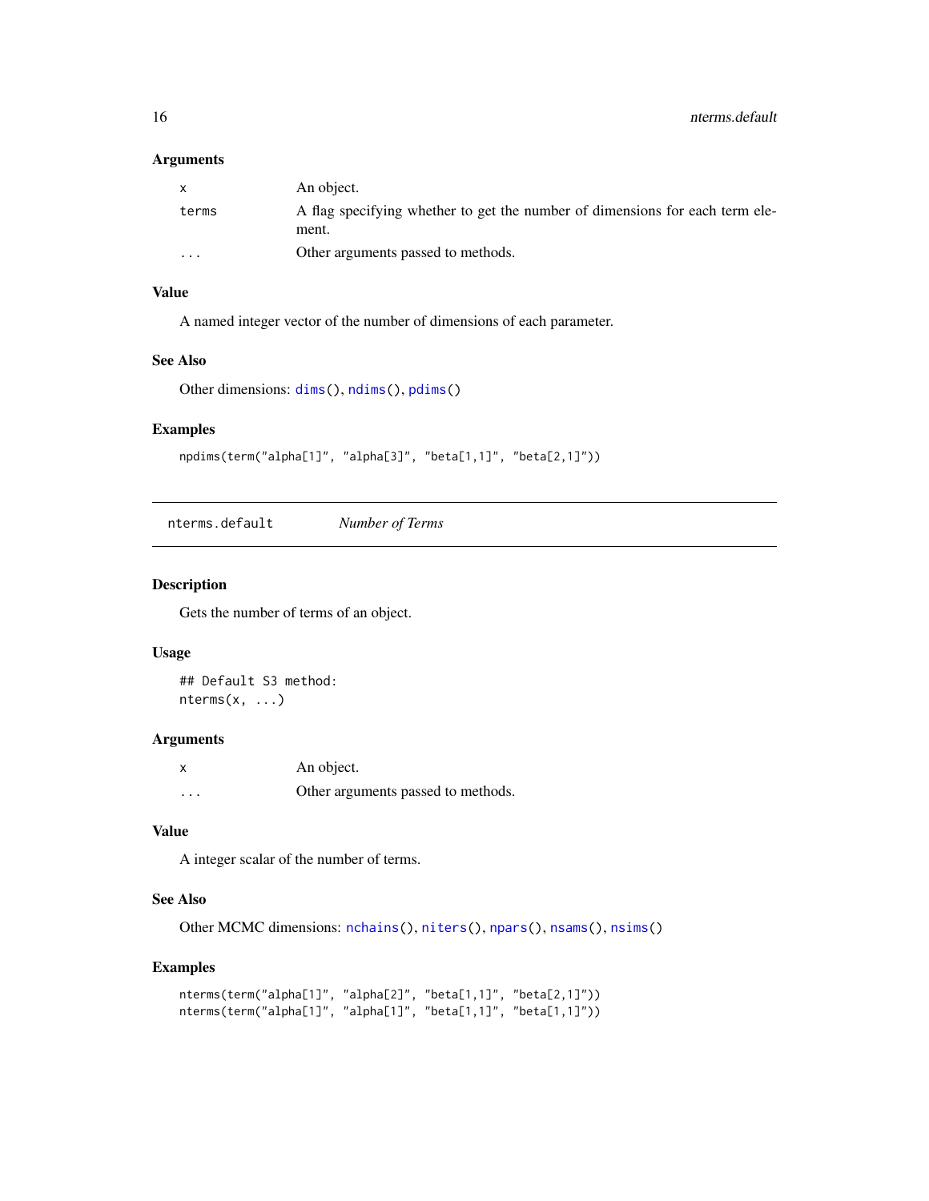## Arguments

| | |
|---|---|
| `x` | An object. |
| `terms` | A flag specifying whether to get the number of dimensions for each term element. |
| `...` | Other arguments passed to methods. |

## Value

A named integer vector of the number of dimensions of each parameter.

## See Also

Other dimensions: `dims()`, `ndims()`, `pdims()`

## Examples

```
npdims(term("alpha[1]", "alpha[3]", "beta[1,1]", "beta[2,1]"))
```

---

# nterms.default *Number of Terms*

## Description

Gets the number of terms of an object.

## Usage

```
## Default S3 method:
nterms(x, ...)
```

## Arguments

| | |
|---|---|
| `x` | An object. |
| `...` | Other arguments passed to methods. |

## Value

A integer scalar of the number of terms.

## See Also

Other MCMC dimensions: `nchains()`, `niters()`, `npars()`, `nsams()`, `nsims()`

## Examples

```
nterms(term("alpha[1]", "alpha[2]", "beta[1,1]", "beta[2,1]"))
nterms(term("alpha[1]", "alpha[1]", "beta[1,1]", "beta[1,1]"))
```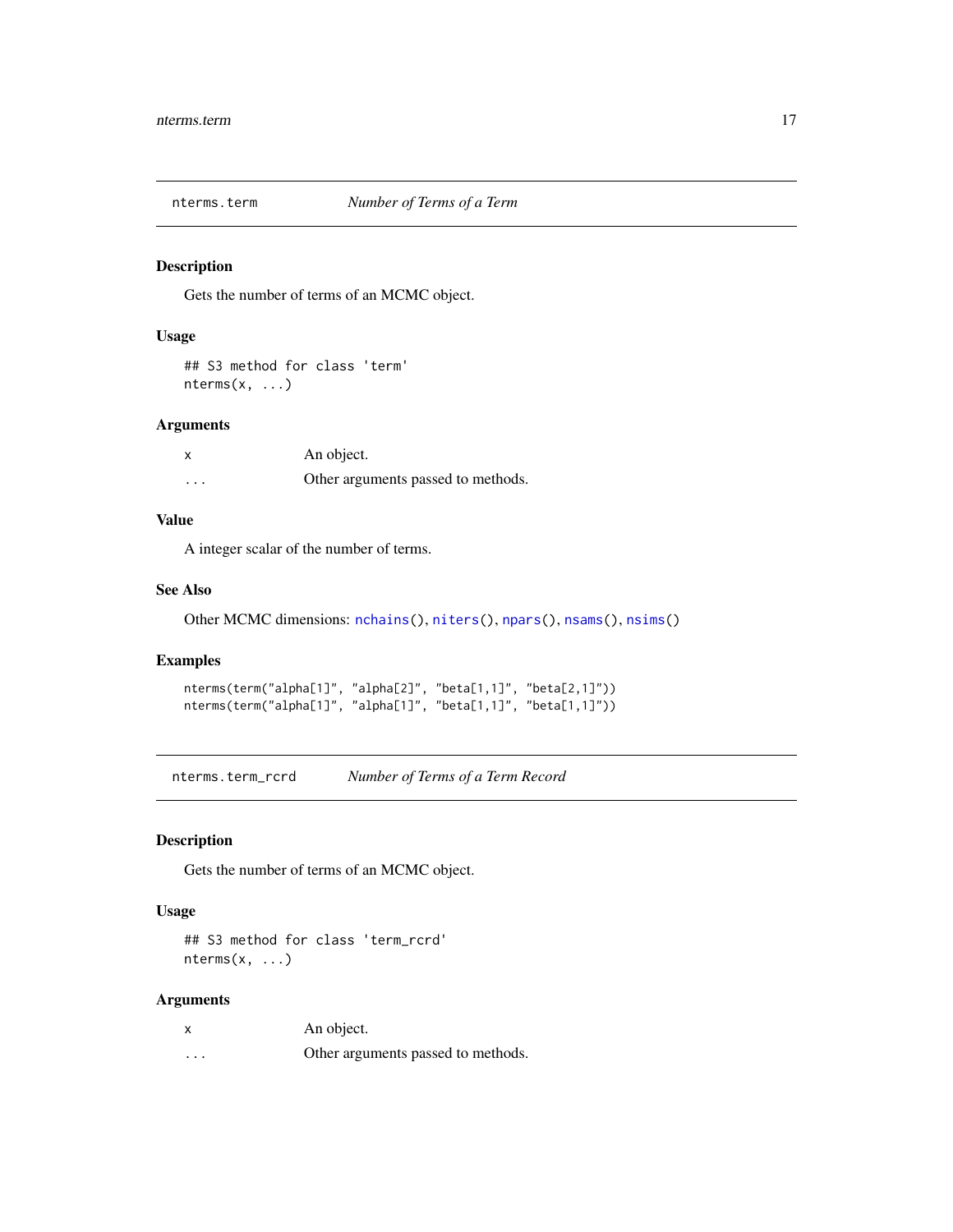## nterms.term &nbsp;&nbsp;&nbsp; *Number of Terms of a Term*

### Description

Gets the number of terms of an MCMC object.

### Usage

```
## S3 method for class 'term'
nterms(x, ...)
```

### Arguments

| | |
|---|---|
| x | An object. |
| ... | Other arguments passed to methods. |

### Value

A integer scalar of the number of terms.

### See Also

Other MCMC dimensions: nchains(), niters(), npars(), nsams(), nsims()

### Examples

```
nterms(term("alpha[1]", "alpha[2]", "beta[1,1]", "beta[2,1]"))
nterms(term("alpha[1]", "alpha[1]", "beta[1,1]", "beta[1,1]"))
```

## nterms.term_rcrd &nbsp;&nbsp;&nbsp; *Number of Terms of a Term Record*

### Description

Gets the number of terms of an MCMC object.

### Usage

```
## S3 method for class 'term_rcrd'
nterms(x, ...)
```

### Arguments

| | |
|---|---|
| x | An object. |
| ... | Other arguments passed to methods. |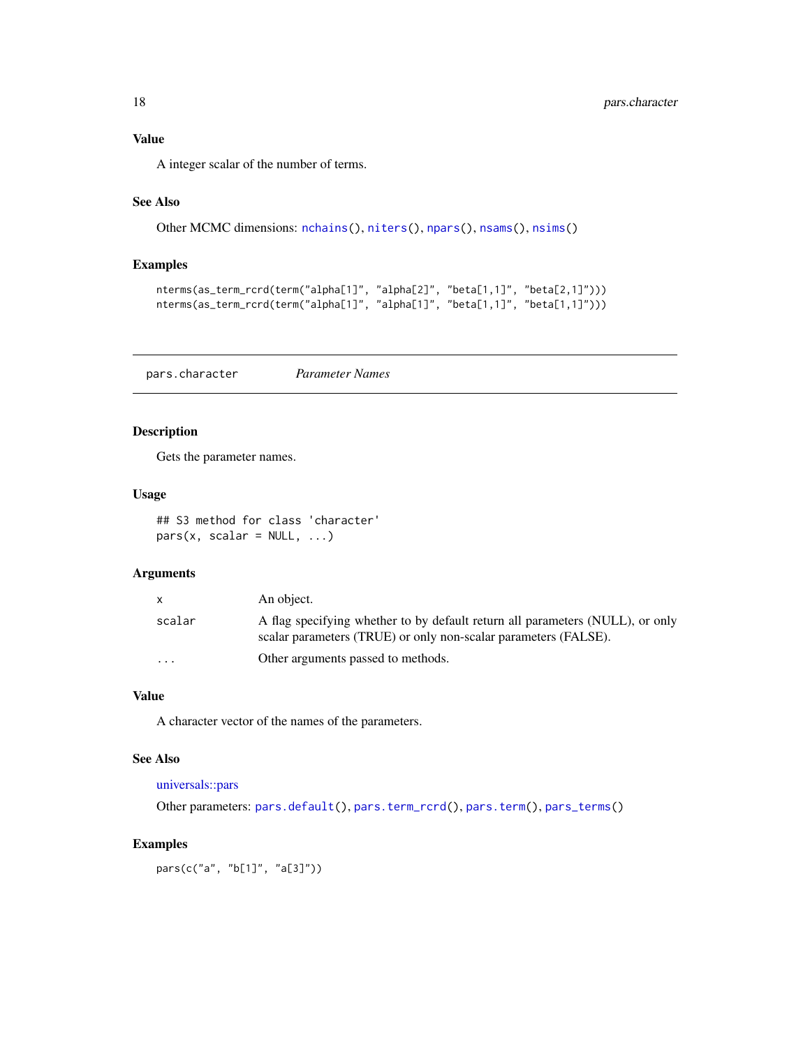### Value

A integer scalar of the number of terms.

### See Also

Other MCMC dimensions: nchains(), niters(), npars(), nsams(), nsims()

### Examples

```
nterms(as_term_rcrd(term("alpha[1]", "alpha[2]", "beta[1,1]", "beta[2,1]")))
nterms(as_term_rcrd(term("alpha[1]", "alpha[1]", "beta[1,1]", "beta[1,1]")))
```

---

## pars.character    *Parameter Names*

### Description

Gets the parameter names.

### Usage

```
## S3 method for class 'character'
pars(x, scalar = NULL, ...)
```

### Arguments

| | |
|---|---|
| x | An object. |
| scalar | A flag specifying whether to by default return all parameters (NULL), or only scalar parameters (TRUE) or only non-scalar parameters (FALSE). |
| ... | Other arguments passed to methods. |

### Value

A character vector of the names of the parameters.

### See Also

universals::pars

Other parameters: pars.default(), pars.term_rcrd(), pars.term(), pars_terms()

### Examples

```
pars(c("a", "b[1]", "a[3]"))
```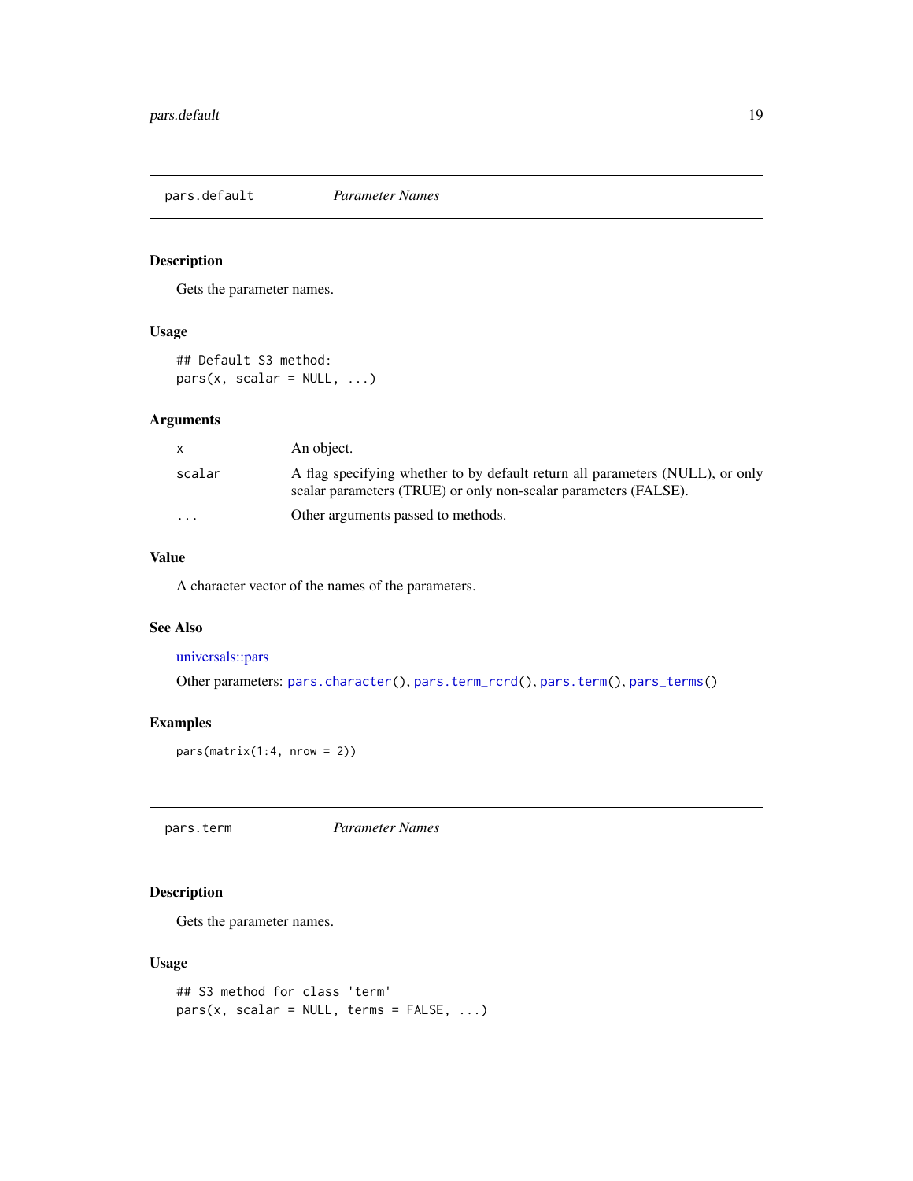## pars.default — *Parameter Names*

### Description

Gets the parameter names.

### Usage

```
## Default S3 method:
pars(x, scalar = NULL, ...)
```

### Arguments

| | |
|---|---|
| `x` | An object. |
| `scalar` | A flag specifying whether to by default return all parameters (NULL), or only scalar parameters (TRUE) or only non-scalar parameters (FALSE). |
| `...` | Other arguments passed to methods. |

### Value

A character vector of the names of the parameters.

### See Also

universals::pars

Other parameters: `pars.character()`, `pars.term_rcrd()`, `pars.term()`, `pars_terms()`

### Examples

```
pars(matrix(1:4, nrow = 2))
```

## pars.term — *Parameter Names*

### Description

Gets the parameter names.

### Usage

```
## S3 method for class 'term'
pars(x, scalar = NULL, terms = FALSE, ...)
```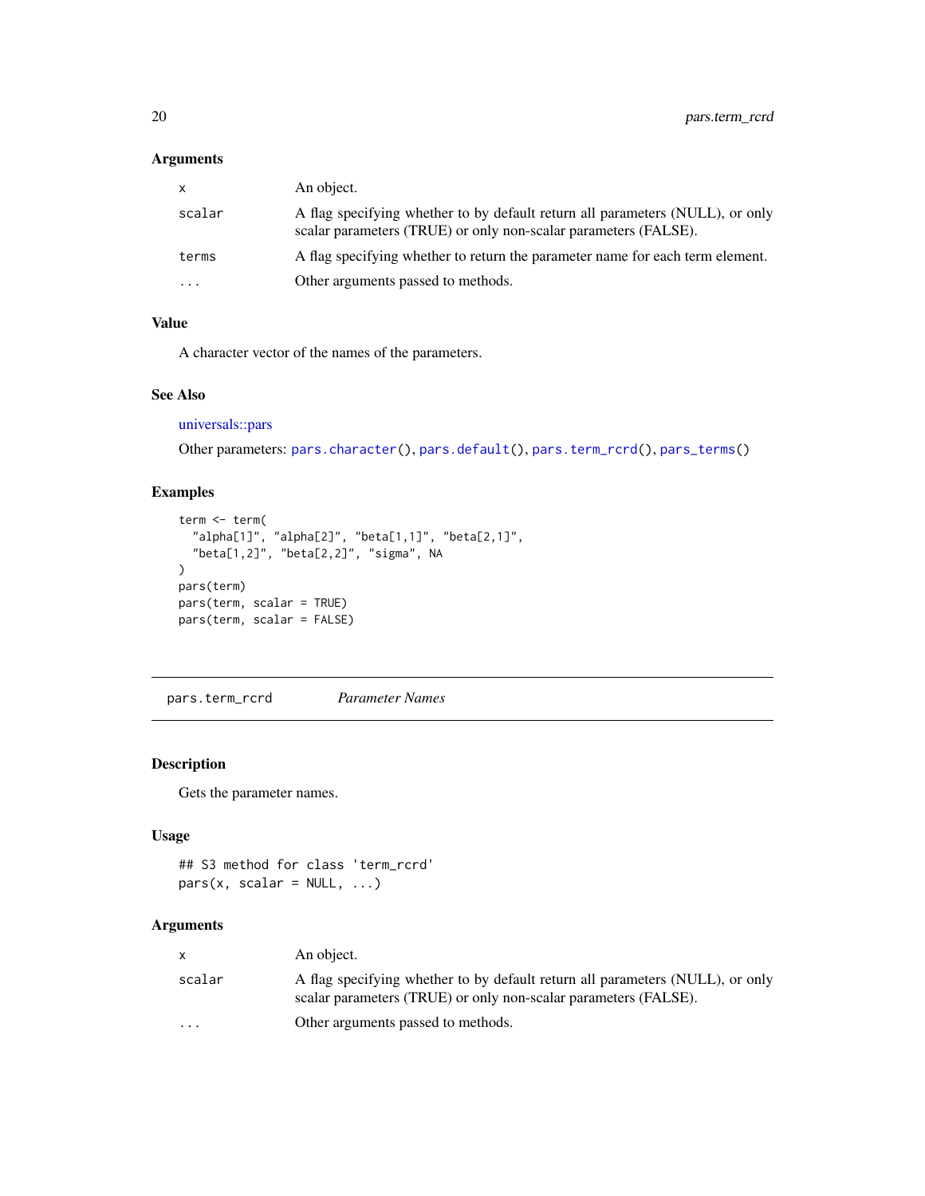### Arguments

| | |
|---|---|
| `x` | An object. |
| `scalar` | A flag specifying whether to by default return all parameters (NULL), or only scalar parameters (TRUE) or only non-scalar parameters (FALSE). |
| `terms` | A flag specifying whether to return the parameter name for each term element. |
| `...` | Other arguments passed to methods. |

### Value

A character vector of the names of the parameters.

### See Also

universals::pars

Other parameters: `pars.character()`, `pars.default()`, `pars.term_rcrd()`, `pars_terms()`

### Examples

```
term <- term(
  "alpha[1]", "alpha[2]", "beta[1,1]", "beta[2,1]",
  "beta[1,2]", "beta[2,2]", "sigma", NA
)
pars(term)
pars(term, scalar = TRUE)
pars(term, scalar = FALSE)
```

---

## pars.term_rcrd    *Parameter Names*

### Description

Gets the parameter names.

### Usage

```
## S3 method for class 'term_rcrd'
pars(x, scalar = NULL, ...)
```

### Arguments

| | |
|---|---|
| `x` | An object. |
| `scalar` | A flag specifying whether to by default return all parameters (NULL), or only scalar parameters (TRUE) or only non-scalar parameters (FALSE). |
| `...` | Other arguments passed to methods. |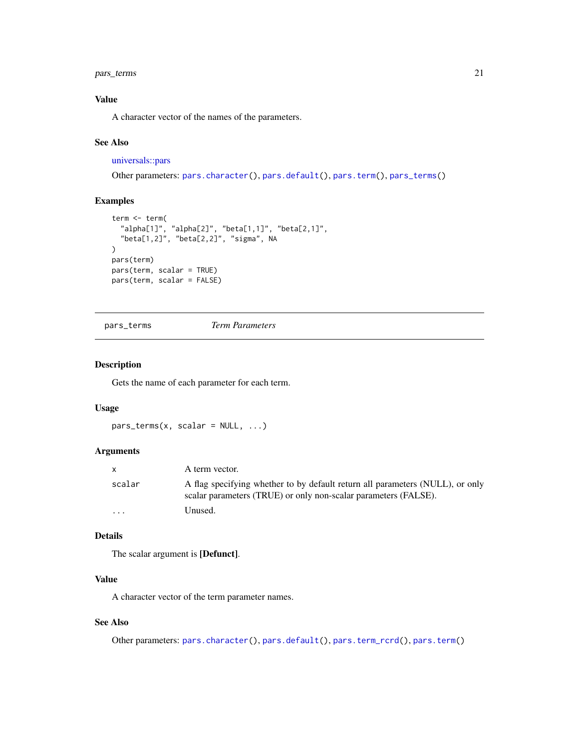### Value

A character vector of the names of the parameters.

### See Also

universals::pars

Other parameters: `pars.character()`, `pars.default()`, `pars.term()`, `pars_terms()`

### Examples

```
term <- term(
  "alpha[1]", "alpha[2]", "beta[1,1]", "beta[2,1]",
  "beta[1,2]", "beta[2,2]", "sigma", NA
)
pars(term)
pars(term, scalar = TRUE)
pars(term, scalar = FALSE)
```

---

## pars_terms *Term Parameters*

### Description

Gets the name of each parameter for each term.

### Usage

```
pars_terms(x, scalar = NULL, ...)
```

### Arguments

| | |
|---|---|
| `x` | A term vector. |
| `scalar` | A flag specifying whether to by default return all parameters (NULL), or only scalar parameters (TRUE) or only non-scalar parameters (FALSE). |
| `...` | Unused. |

### Details

The scalar argument is **[Defunct]**.

### Value

A character vector of the term parameter names.

### See Also

Other parameters: `pars.character()`, `pars.default()`, `pars.term_rcrd()`, `pars.term()`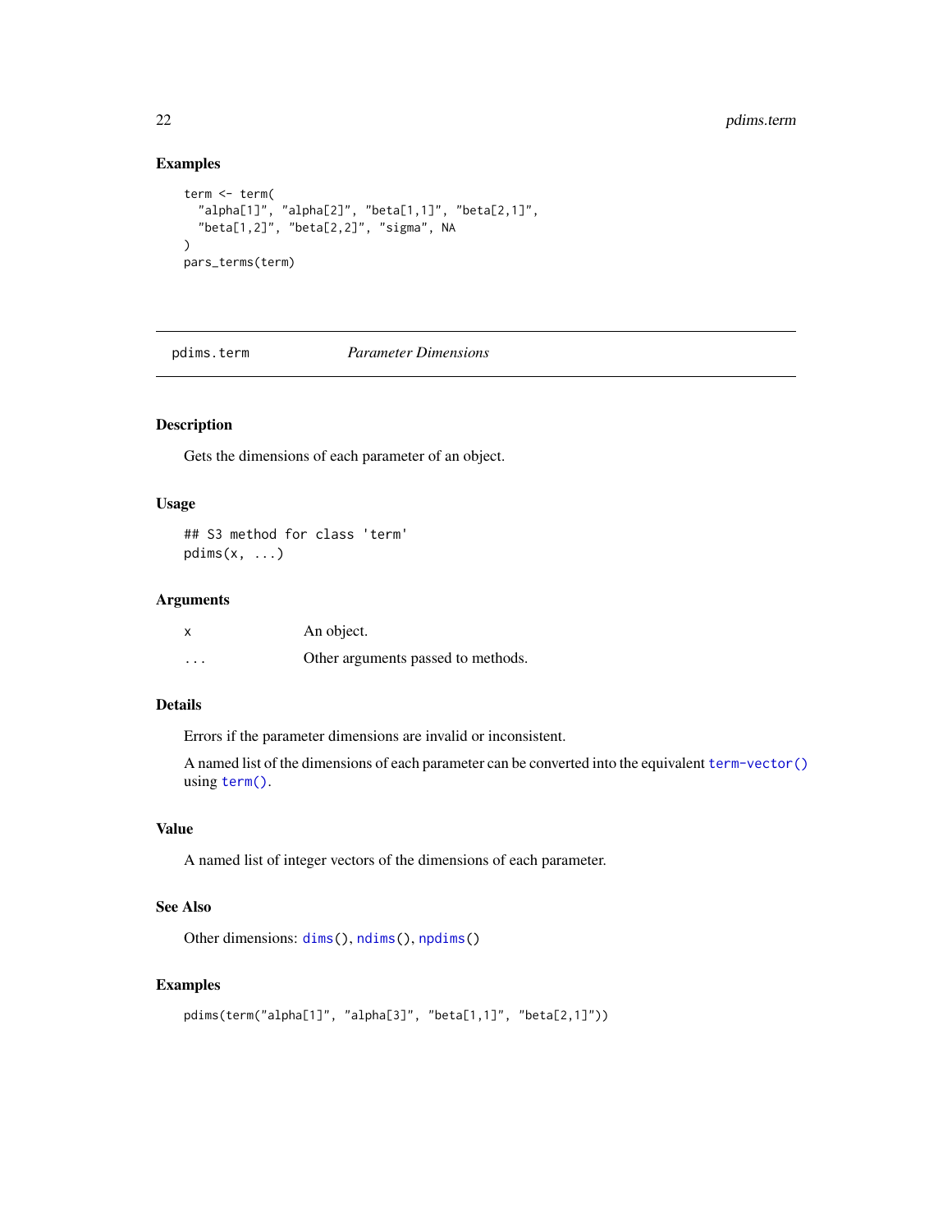## Examples

```
term <- term(
  "alpha[1]", "alpha[2]", "beta[1,1]", "beta[2,1]",
  "beta[1,2]", "beta[2,2]", "sigma", NA
)
pars_terms(term)
```

---

# pdims.term *Parameter Dimensions*

---

## Description

Gets the dimensions of each parameter of an object.

## Usage

```
## S3 method for class 'term'
pdims(x, ...)
```

## Arguments

| | |
|---|---|
| x | An object. |
| ... | Other arguments passed to methods. |

## Details

Errors if the parameter dimensions are invalid or inconsistent.

A named list of the dimensions of each parameter can be converted into the equivalent term-vector() using term().

## Value

A named list of integer vectors of the dimensions of each parameter.

## See Also

Other dimensions: dims(), ndims(), npdims()

## Examples

```
pdims(term("alpha[1]", "alpha[3]", "beta[1,1]", "beta[2,1]"))
```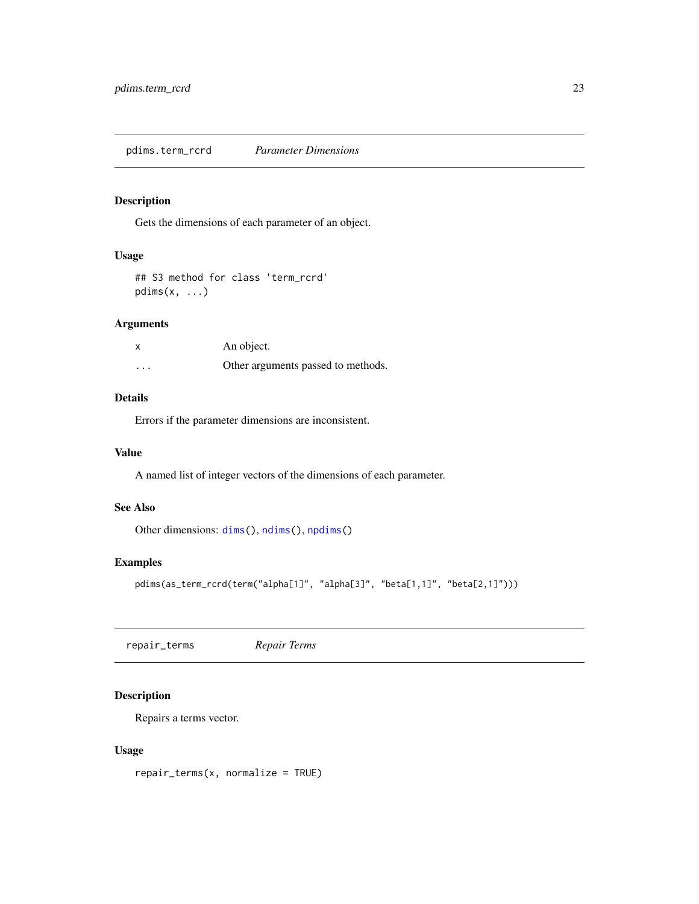## pdims.term_rcrd — *Parameter Dimensions*

### Description

Gets the dimensions of each parameter of an object.

### Usage

```
## S3 method for class 'term_rcrd'
pdims(x, ...)
```

### Arguments

| | |
|---|---|
| `x` | An object. |
| `...` | Other arguments passed to methods. |

### Details

Errors if the parameter dimensions are inconsistent.

### Value

A named list of integer vectors of the dimensions of each parameter.

### See Also

Other dimensions: `dims()`, `ndims()`, `npdims()`

### Examples

```
pdims(as_term_rcrd(term("alpha[1]", "alpha[3]", "beta[1,1]", "beta[2,1]")))
```

## repair_terms — *Repair Terms*

### Description

Repairs a terms vector.

### Usage

```
repair_terms(x, normalize = TRUE)
```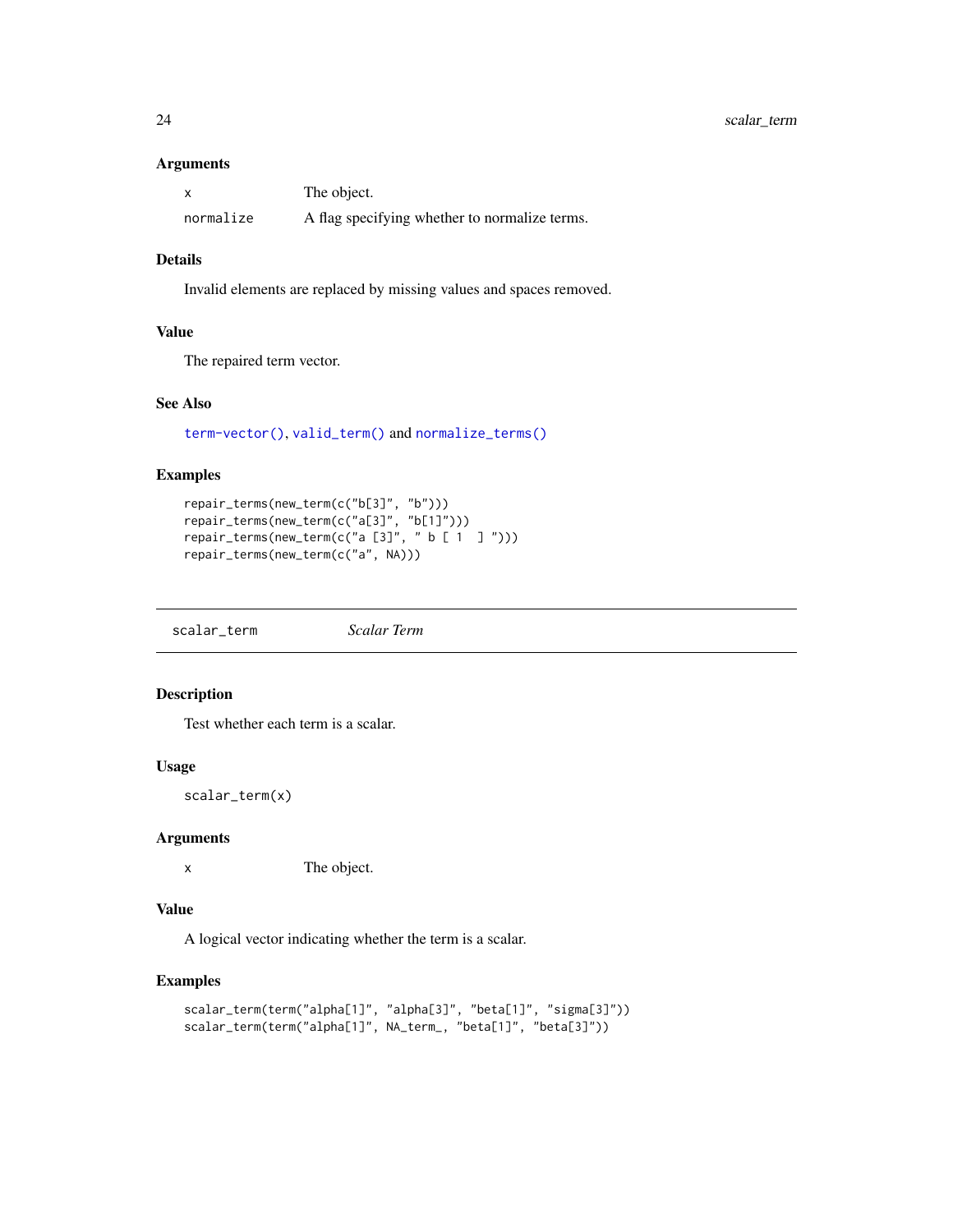### Arguments

| | |
|---|---|
| `x` | The object. |
| `normalize` | A flag specifying whether to normalize terms. |

### Details

Invalid elements are replaced by missing values and spaces removed.

### Value

The repaired term vector.

### See Also

term-vector(), valid_term() and normalize_terms()

### Examples

```
repair_terms(new_term(c("b[3]", "b")))
repair_terms(new_term(c("a[3]", "b[1]")))
repair_terms(new_term(c("a [3]", " b [ 1  ] ")))
repair_terms(new_term(c("a", NA)))
```

---

## scalar_term — *Scalar Term*

---

### Description

Test whether each term is a scalar.

### Usage

```
scalar_term(x)
```

### Arguments

| | |
|---|---|
| `x` | The object. |

### Value

A logical vector indicating whether the term is a scalar.

### Examples

```
scalar_term(term("alpha[1]", "alpha[3]", "beta[1]", "sigma[3]"))
scalar_term(term("alpha[1]", NA_term_, "beta[1]", "beta[3]"))
```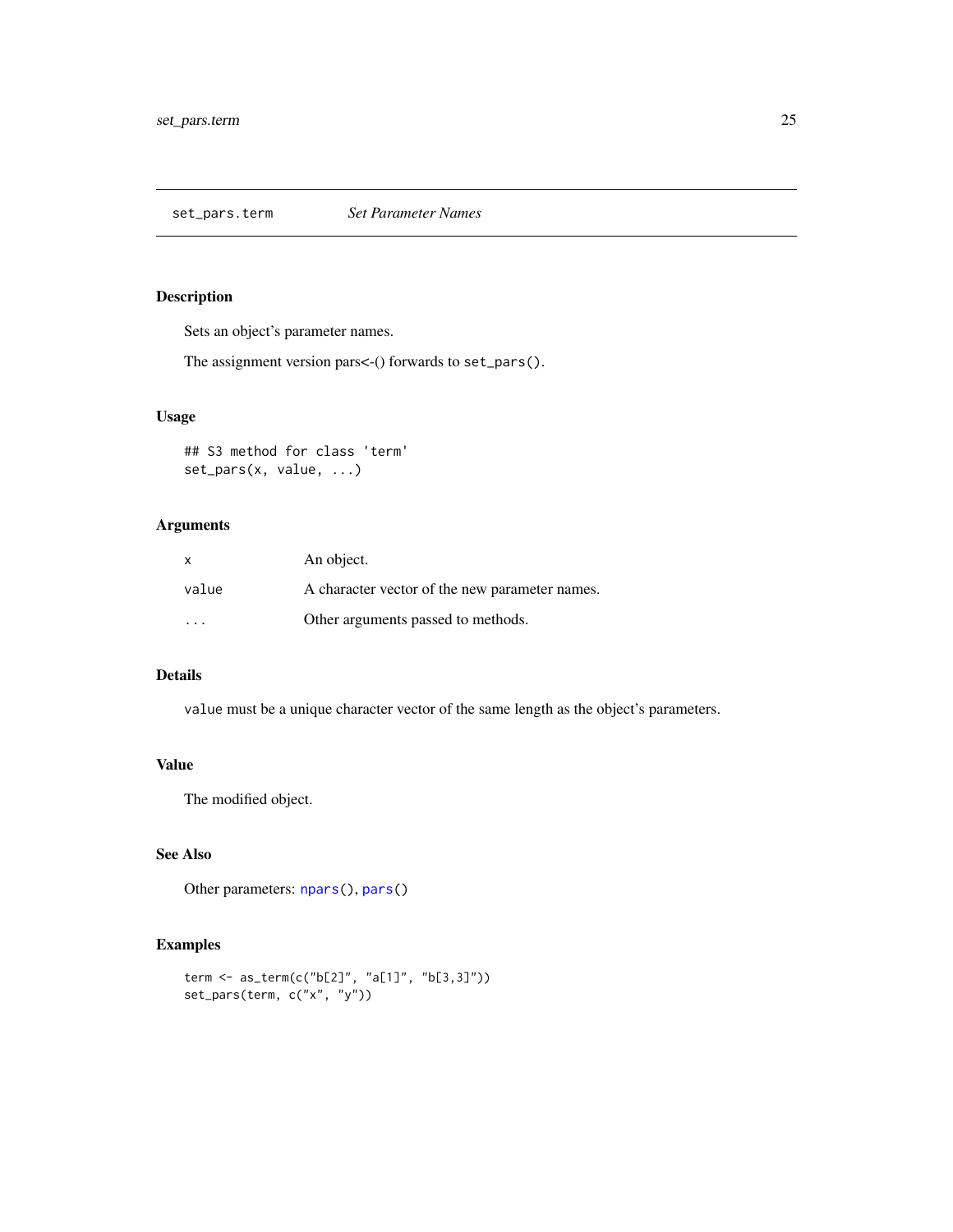## set_pars.term *Set Parameter Names*

### Description

Sets an object's parameter names.

The assignment version pars<-() forwards to `set_pars()`.

### Usage

```
## S3 method for class 'term'
set_pars(x, value, ...)
```

### Arguments

| | |
|---|---|
| `x` | An object. |
| `value` | A character vector of the new parameter names. |
| `...` | Other arguments passed to methods. |

### Details

`value` must be a unique character vector of the same length as the object's parameters.

### Value

The modified object.

### See Also

Other parameters: `npars()`, `pars()`

### Examples

```
term <- as_term(c("b[2]", "a[1]", "b[3,3]"))
set_pars(term, c("x", "y"))
```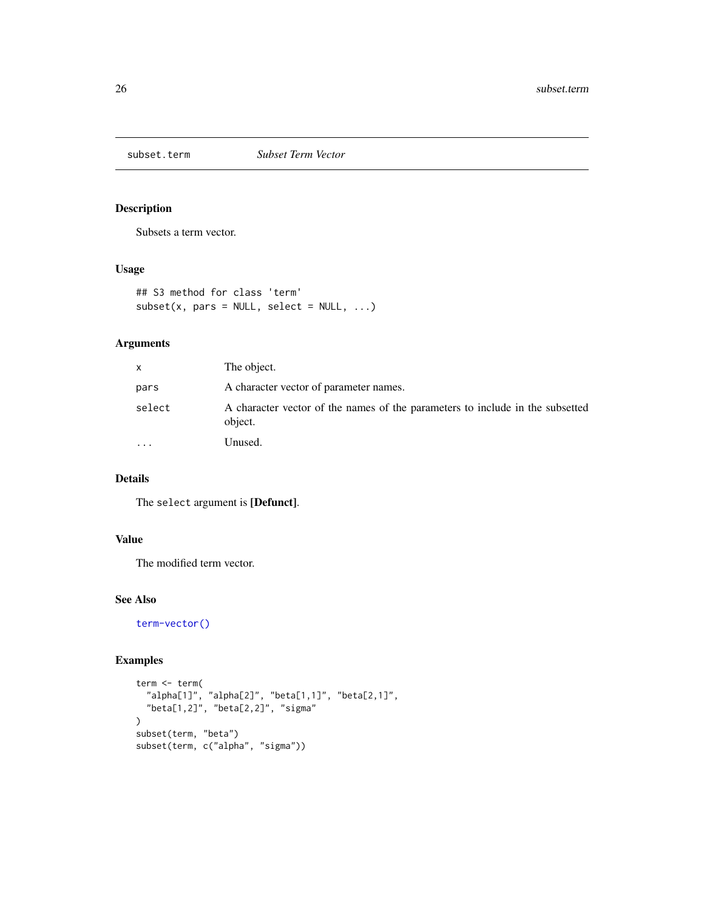# subset.term — *Subset Term Vector*

## Description

Subsets a term vector.

## Usage

```
## S3 method for class 'term'
subset(x, pars = NULL, select = NULL, ...)
```

## Arguments

| | |
|---|---|
| `x` | The object. |
| `pars` | A character vector of parameter names. |
| `select` | A character vector of the names of the parameters to include in the subsetted object. |
| `...` | Unused. |

## Details

The `select` argument is **[Defunct]**.

## Value

The modified term vector.

## See Also

`term-vector()`

## Examples

```
term <- term(
  "alpha[1]", "alpha[2]", "beta[1,1]", "beta[2,1]",
  "beta[1,2]", "beta[2,2]", "sigma"
)
subset(term, "beta")
subset(term, c("alpha", "sigma"))
```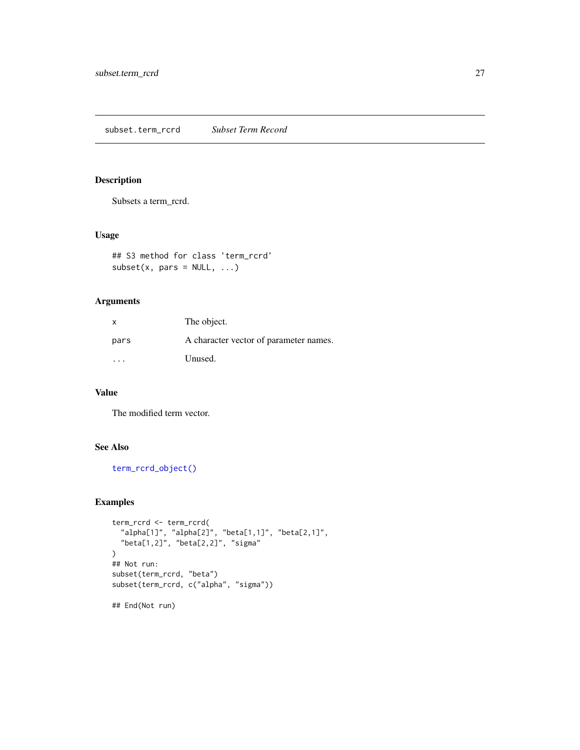## subset.term_rcrd *Subset Term Record*

### Description

Subsets a term_rcrd.

### Usage

```
## S3 method for class 'term_rcrd'
subset(x, pars = NULL, ...)
```

### Arguments

| | |
|---|---|
| x | The object. |
| pars | A character vector of parameter names. |
| ... | Unused. |

### Value

The modified term vector.

### See Also

term_rcrd_object()

### Examples

```
term_rcrd <- term_rcrd(
  "alpha[1]", "alpha[2]", "beta[1,1]", "beta[2,1]",
  "beta[1,2]", "beta[2,2]", "sigma"
)
## Not run:
subset(term_rcrd, "beta")
subset(term_rcrd, c("alpha", "sigma"))

## End(Not run)
```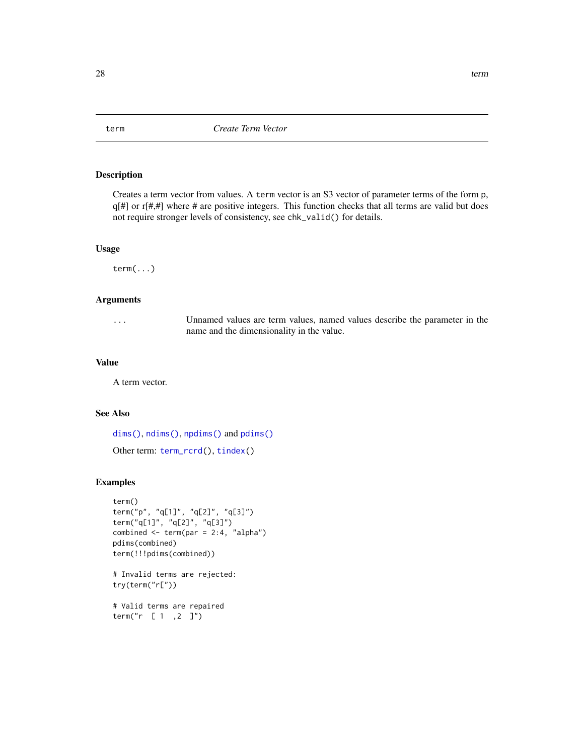## term — *Create Term Vector*

### Description

Creates a term vector from values. A `term` vector is an S3 vector of parameter terms of the form p, q[#] or r[#,#] where # are positive integers. This function checks that all terms are valid but does not require stronger levels of consistency, see `chk_valid()` for details.

### Usage

```
term(...)
```

### Arguments

| | |
|---|---|
| `...` | Unnamed values are term values, named values describe the parameter in the name and the dimensionality in the value. |

### Value

A term vector.

### See Also

`dims()`, `ndims()`, `npdims()` and `pdims()`

Other term: `term_rcrd()`, `tindex()`

### Examples

```
term()
term("p", "q[1]", "q[2]", "q[3]")
term("q[1]", "q[2]", "q[3]")
combined <- term(par = 2:4, "alpha")
pdims(combined)
term(!!!pdims(combined))

# Invalid terms are rejected:
try(term("r["))

# Valid terms are repaired
term("r  [ 1  ,2  ]")
```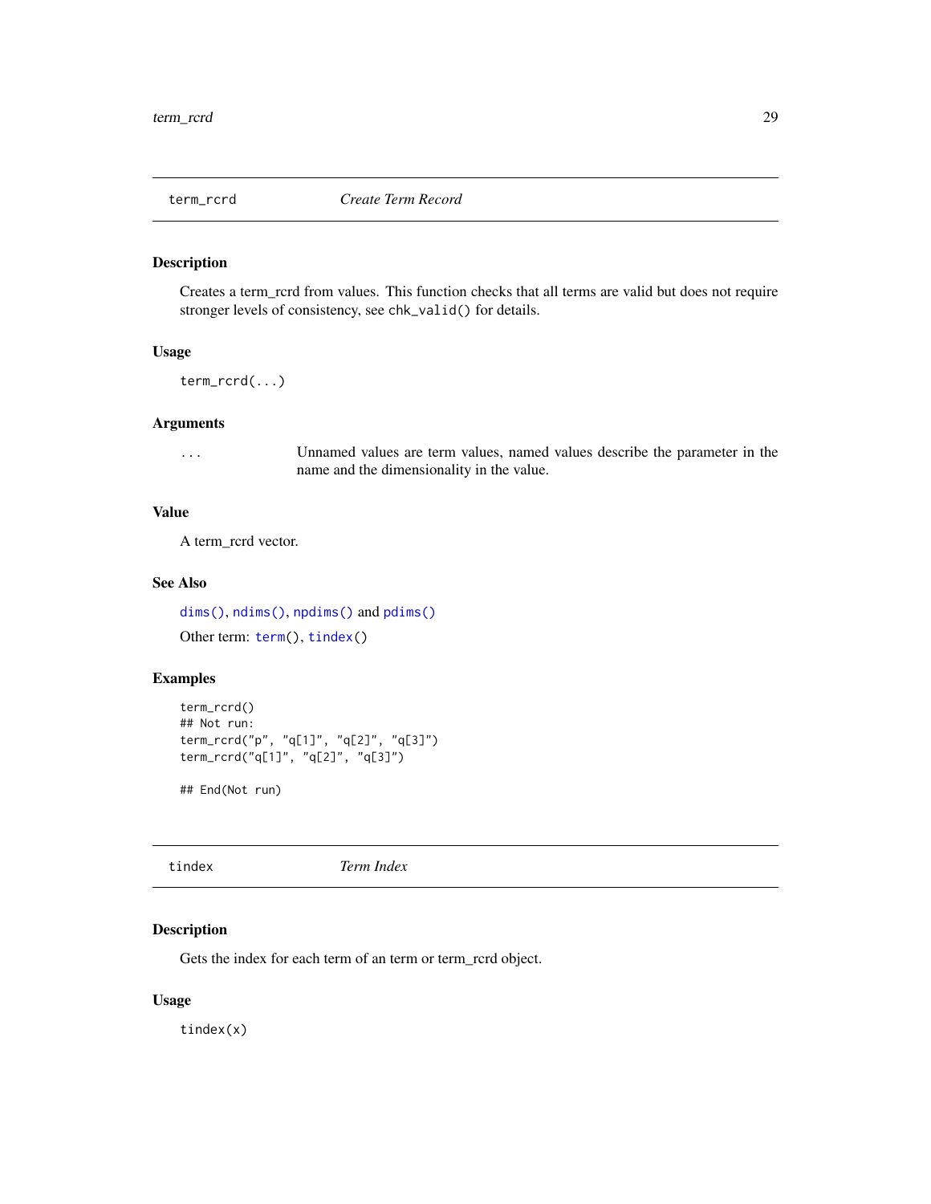## term_rcrd — *Create Term Record*

### Description

Creates a term_rcrd from values. This function checks that all terms are valid but does not require stronger levels of consistency, see `chk_valid()` for details.

### Usage

```
term_rcrd(...)
```

### Arguments

| | |
|---|---|
| `...` | Unnamed values are term values, named values describe the parameter in the name and the dimensionality in the value. |

### Value

A term_rcrd vector.

### See Also

`dims()`, `ndims()`, `npdims()` and `pdims()`

Other term: `term()`, `tindex()`

### Examples

```
term_rcrd()
## Not run:
term_rcrd("p", "q[1]", "q[2]", "q[3]")
term_rcrd("q[1]", "q[2]", "q[3]")

## End(Not run)
```

## tindex — *Term Index*

### Description

Gets the index for each term of an term or term_rcrd object.

### Usage

```
tindex(x)
```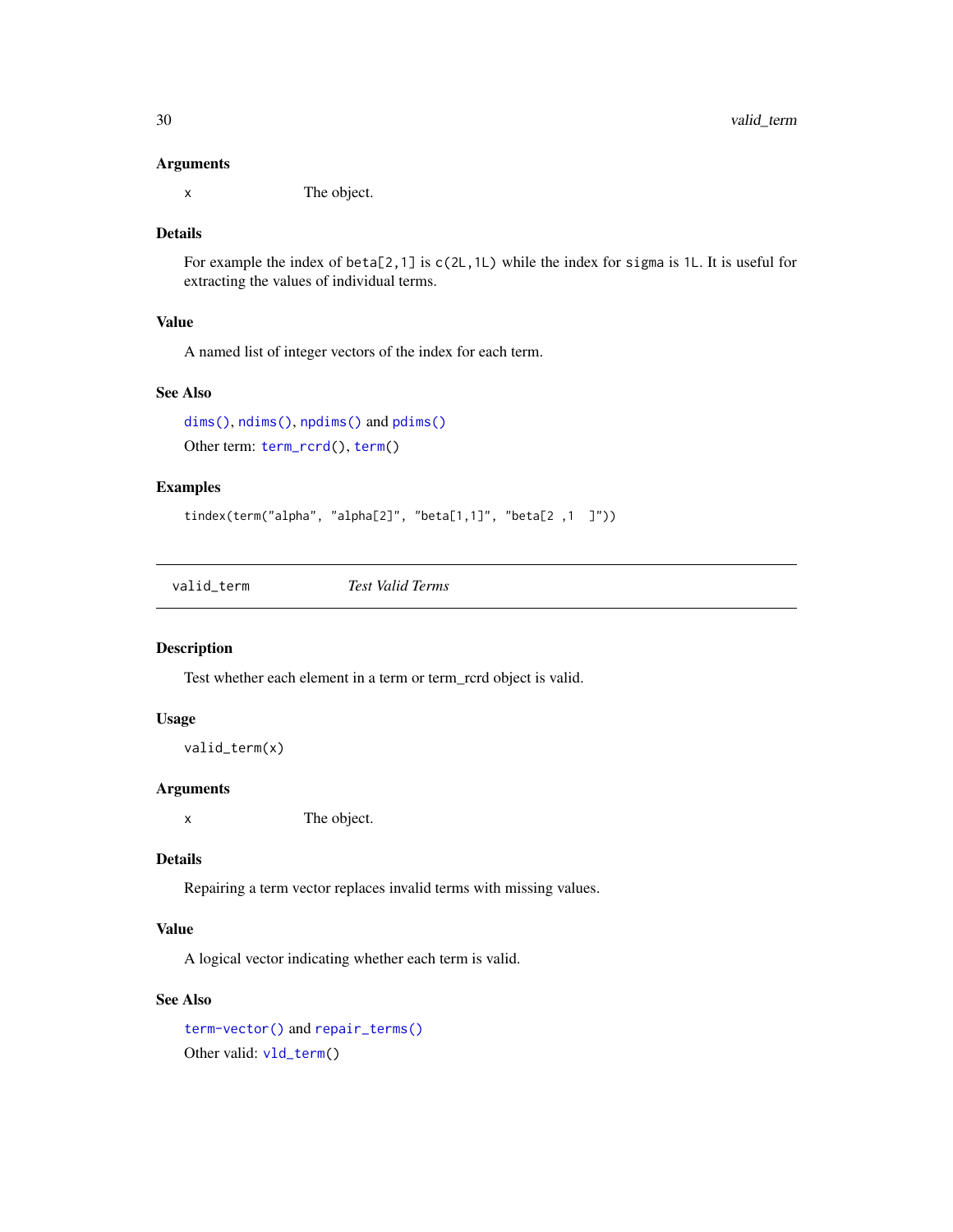### Arguments

`x` The object.

### Details

For example the index of `beta[2,1]` is `c(2L,1L)` while the index for `sigma` is `1L`. It is useful for extracting the values of individual terms.

### Value

A named list of integer vectors of the index for each term.

### See Also

`dims()`, `ndims()`, `npdims()` and `pdims()`

Other term: `term_rcrd()`, `term()`

### Examples

```
tindex(term("alpha", "alpha[2]", "beta[1,1]", "beta[2 ,1  ]"))
```

---

## valid_term *Test Valid Terms*

---

### Description

Test whether each element in a term or term_rcrd object is valid.

### Usage

```
valid_term(x)
```

### Arguments

`x` The object.

### Details

Repairing a term vector replaces invalid terms with missing values.

### Value

A logical vector indicating whether each term is valid.

### See Also

`term-vector()` and `repair_terms()`

Other valid: `vld_term()`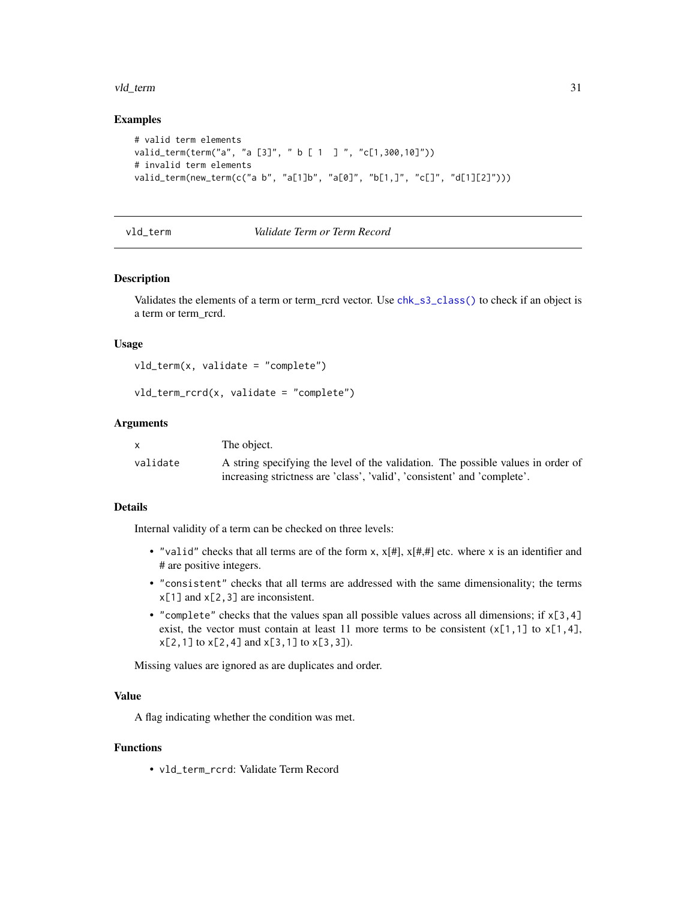## Examples

```
# valid term elements
valid_term(term("a", "a [3]", " b [ 1  ] ", "c[1,300,10]"))
# invalid term elements
valid_term(new_term(c("a b", "a[1]b", "a[0]", "b[1,]", "c[]", "d[1][2]")))
```

---

## vld_term — *Validate Term or Term Record*

### Description

Validates the elements of a term or term_rcrd vector. Use `chk_s3_class()` to check if an object is a term or term_rcrd.

### Usage

```
vld_term(x, validate = "complete")

vld_term_rcrd(x, validate = "complete")
```

### Arguments

| | |
|---|---|
| `x` | The object. |
| `validate` | A string specifying the level of the validation. The possible values in order of increasing strictness are 'class', 'valid', 'consistent' and 'complete'. |

### Details

Internal validity of a term can be checked on three levels:

- `"valid"` checks that all terms are of the form `x`, x[#], x[#,#] etc. where `x` is an identifier and # are positive integers.
- `"consistent"` checks that all terms are addressed with the same dimensionality; the terms `x[1]` and `x[2,3]` are inconsistent.
- `"complete"` checks that the values span all possible values across all dimensions; if `x[3,4]` exist, the vector must contain at least 11 more terms to be consistent (`x[1,1]` to `x[1,4]`, `x[2,1]` to `x[2,4]` and `x[3,1]` to `x[3,3]`).

Missing values are ignored as are duplicates and order.

### Value

A flag indicating whether the condition was met.

### Functions

- `vld_term_rcrd`: Validate Term Record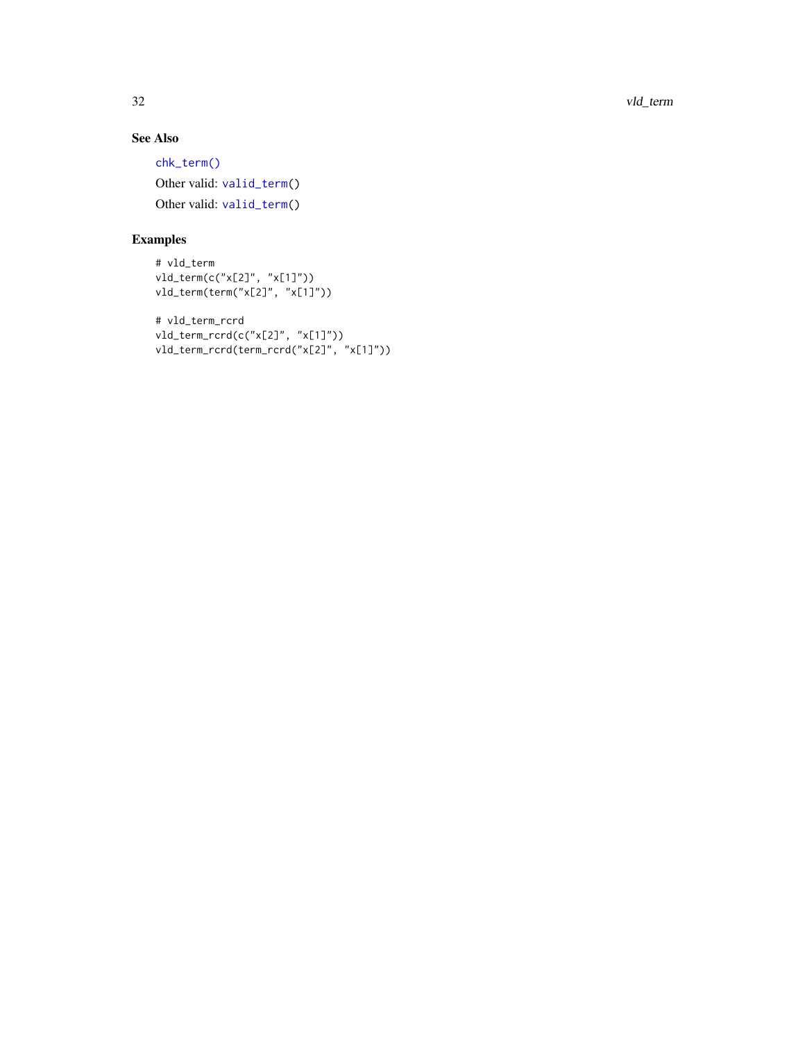## See Also

chk_term()

Other valid: valid_term()

Other valid: valid_term()

## Examples

```
# vld_term
vld_term(c("x[2]", "x[1]"))
vld_term(term("x[2]", "x[1]"))

# vld_term_rcrd
vld_term_rcrd(c("x[2]", "x[1]"))
vld_term_rcrd(term_rcrd("x[2]", "x[1]"))
```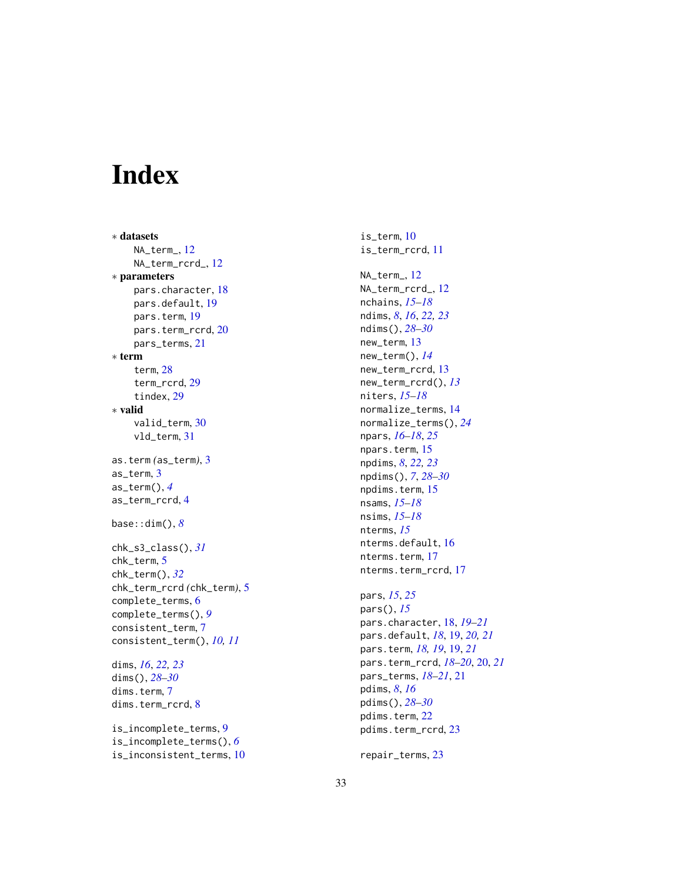# Index

∗ **datasets**
  NA_term_, 12
  NA_term_rcrd_, 12
∗ **parameters**
  pars.character, 18
  pars.default, 19
  pars.term, 19
  pars.term_rcrd, 20
  pars_terms, 21
∗ **term**
  term, 28
  term_rcrd, 29
  tindex, 29
∗ **valid**
  valid_term, 30
  vld_term, 31

as.term *(as_term)*, 3
as_term, 3
as_term(), *4*
as_term_rcrd, 4

base::dim(), *8*

chk_s3_class(), *31*
chk_term, 5
chk_term(), *32*
chk_term_rcrd *(chk_term)*, 5
complete_terms, 6
complete_terms(), *9*
consistent_term, 7
consistent_term(), *10, 11*

dims, *16*, *22, 23*
dims(), *28–30*
dims.term, 7
dims.term_rcrd, 8

is_incomplete_terms, 9
is_incomplete_terms(), *6*
is_inconsistent_terms, 10
is_term, 10
is_term_rcrd, 11

NA_term_, 12
NA_term_rcrd_, 12
nchains, *15–18*
ndims, *8*, *16*, *22, 23*
ndims(), *28–30*
new_term, 13
new_term(), *14*
new_term_rcrd, 13
new_term_rcrd(), *13*
niters, *15–18*
normalize_terms, 14
normalize_terms(), *24*
npars, *16–18*, *25*
npars.term, 15
npdims, *8*, *22, 23*
npdims(), *7*, *28–30*
npdims.term, 15
nsams, *15–18*
nsims, *15–18*
nterms, *15*
nterms.default, 16
nterms.term, 17
nterms.term_rcrd, 17

pars, *15*, *25*
pars(), *15*
pars.character, 18, *19–21*
pars.default, *18*, 19, *20, 21*
pars.term, *18, 19*, 19, *21*
pars.term_rcrd, *18–20*, 20, *21*
pars_terms, *18–21*, 21
pdims, *8*, *16*
pdims(), *28–30*
pdims.term, 22
pdims.term_rcrd, 23

repair_terms, 23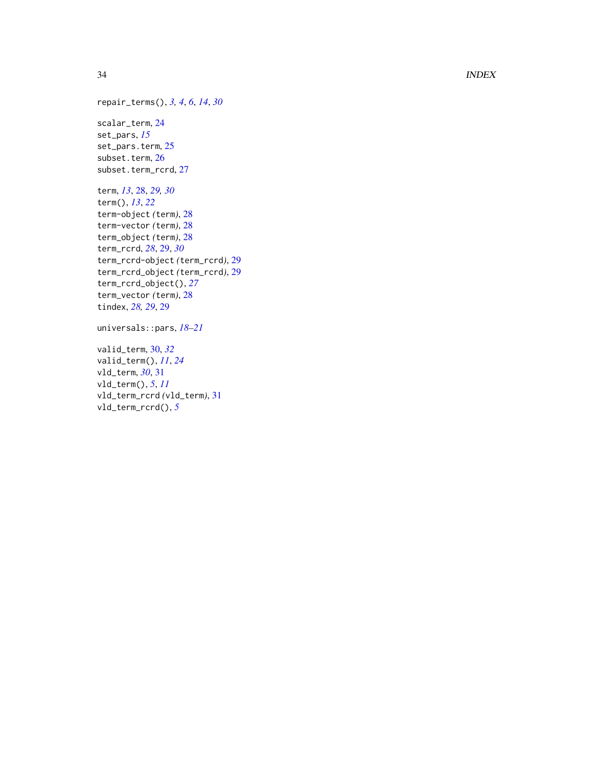repair_terms(), *3, 4*, *6*, *14*, *30*

scalar_term, 24
set_pars, *15*
set_pars.term, 25
subset.term, 26
subset.term_rcrd, 27

term, *13*, 28, *29, 30*
term(), *13*, *22*
term-object *(*term*)*, 28
term-vector *(*term*)*, 28
term_object *(*term*)*, 28
term_rcrd, *28*, 29, *30*
term_rcrd-object *(*term_rcrd*)*, 29
term_rcrd_object *(*term_rcrd*)*, 29
term_rcrd_object(), *27*
term_vector *(*term*)*, 28
tindex, *28, 29*, 29

universals::pars, *18–21*

valid_term, 30, *32*
valid_term(), *11*, *24*
vld_term, *30*, 31
vld_term(), *5*, *11*
vld_term_rcrd *(*vld_term*)*, 31
vld_term_rcrd(), *5*